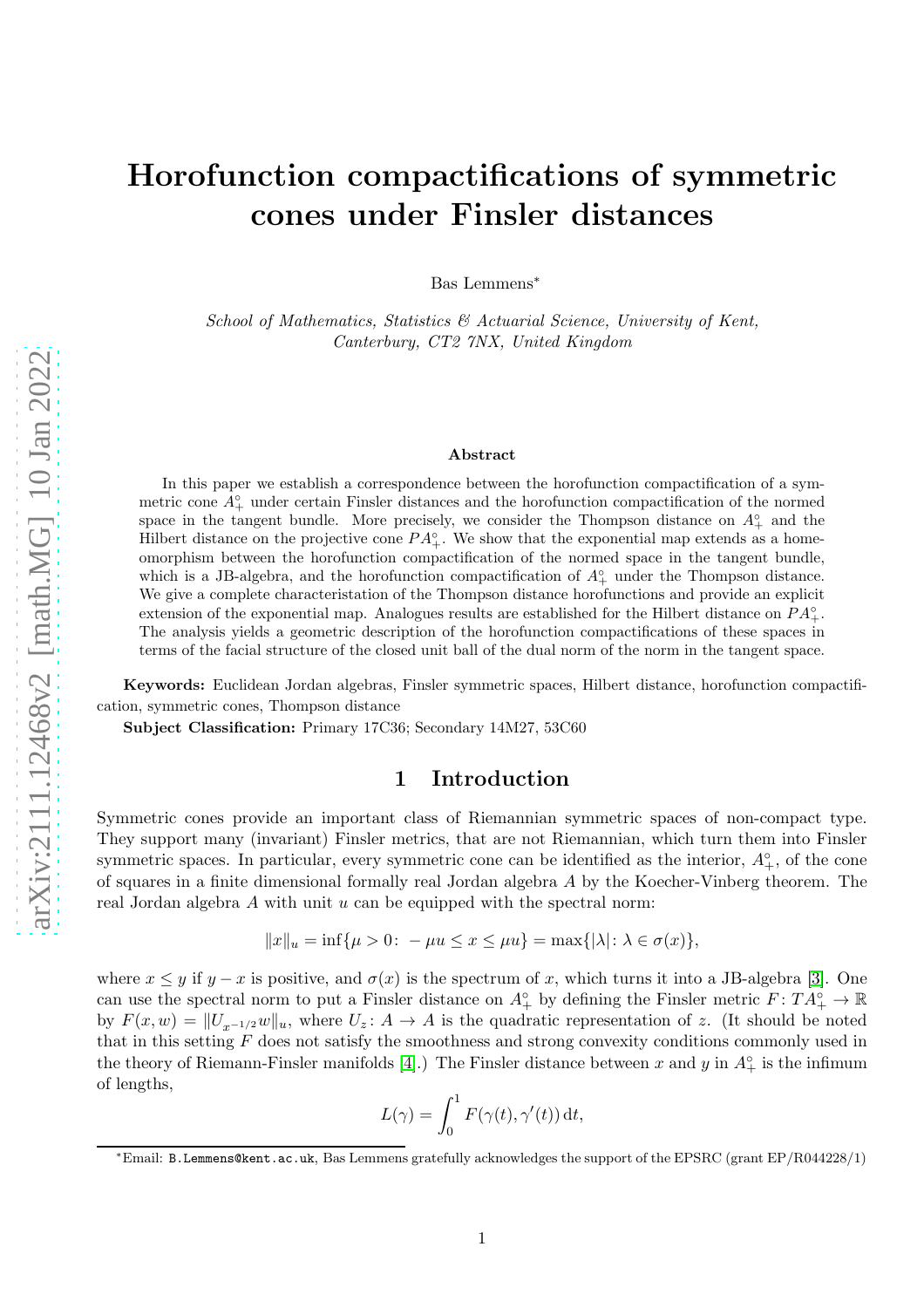# Horofunction compactifications of symmetric cones under Finsler distances

Bas Lemmens*

*School of Mathematics, Statistics & Actuarial Science, University of Kent, Canterbury, CT2 7NX, United Kingdom*

### Abstract

In this paper we establish a correspondence between the horofunction compactification of a symmetric cone $A_+^\circ$ under certain Finsler distances and the horofunction compactification of the normed space in the tangent bundle. More precisely, we consider the Thompson distance on $A_+^\circ$ and the Hilbert distance on the projective cone $PA_+^\circ$. We show that the exponential map extends as a homeomorphism between the horofunction compactification of the normed space in the tangent bundle, which is a JB-algebra, and the horofunction compactification of $A_+^\circ$ under the Thompson distance. We give a complete characterisation of the Thompson distance horofunctions and provide an explicit extension of the exponential map. Analogues results are established for the Hilbert distance on $PA_+^\circ$. The analysis yields a geometric description of the horofunction compactifications of these spaces in terms of the facial structure of the closed unit ball of the dual norm of the norm in the tangent space.

**Keywords:** Euclidean Jordan algebras, Finsler symmetric spaces, Hilbert distance, horofunction compactification, symmetric cones, Thompson distance

**Subject Classification:** Primary 17C36; Secondary 14M27, 53C60

## 1 Introduction

Symmetric cones provide an important class of Riemannian symmetric spaces of non-compact type. They support many (invariant) Finsler metrics, that are not Riemannian, which turn them into Finsler symmetric spaces. In particular, every symmetric cone can be identified as the interior, $A_+^\circ$, of the cone of squares in a finite dimensional formally real Jordan algebra $A$ by the Koecher-Vinberg theorem. The real Jordan algebra $A$ with unit $u$ can be equipped with the spectral norm:

$$\|x\|_u = \inf\{\mu > 0\colon -\mu u \leq x \leq \mu u\} = \max\{|\lambda|\colon \lambda \in \sigma(x)\},$$

where $x \leq y$ if $y - x$ is positive, and $\sigma(x)$ is the spectrum of $x$, which turns it into a JB-algebra [3]. One can use the spectral norm to put a Finsler distance on $A_+^\circ$ by defining the Finsler metric $F\colon TA_+^\circ \to \mathbb{R}$ by $F(x, w) = \|U_{x^{-1/2}}w\|_u$, where $U_z\colon A \to A$ is the quadratic representation of $z$. (It should be noted that in this setting $F$ does not satisfy the smoothness and strong convexity conditions commonly used in the theory of Riemann-Finsler manifolds [4].) The Finsler distance between $x$ and $y$ in $A_+^\circ$ is the infimum of lengths,

$$L(\gamma) = \int_0^1 F(\gamma(t), \gamma'(t))\,\mathrm{d}t,$$

*Email: B.Lemmens@kent.ac.uk, Bas Lemmens gratefully acknowledges the support of the EPSRC (grant EP/R044228/1)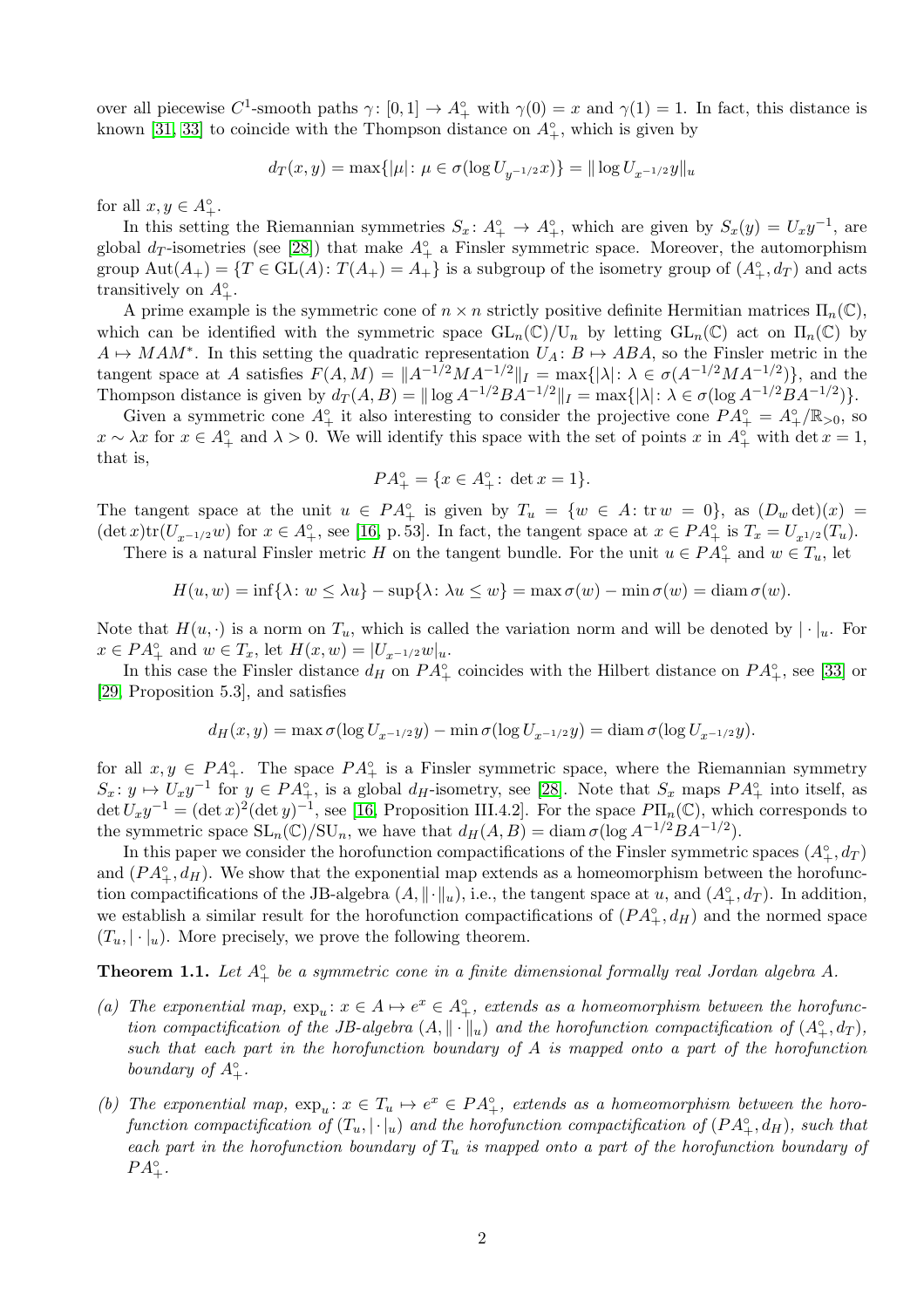over all piecewise $C^1$-smooth paths $\gamma\colon [0,1] \to A_+^\circ$ with $\gamma(0) = x$ and $\gamma(1) = 1$. In fact, this distance is known [31, 33] to coincide with the Thompson distance on $A_+^\circ$, which is given by

$$d_T(x,y) = \max\{|\mu| \colon \mu \in \sigma(\log U_{y^{-1/2}}x)\} = \|\log U_{x^{-1/2}}y\|_u$$

for all $x, y \in A_+^\circ$.

In this setting the Riemannian symmetries $S_x\colon A_+^\circ \to A_+^\circ$, which are given by $S_x(y) = U_x y^{-1}$, are global $d_T$-isometries (see [28]) that make $A_+^\circ$ a Finsler symmetric space. Moreover, the automorphism group $\mathrm{Aut}(A_+) = \{T \in \mathrm{GL}(A) \colon T(A_+) = A_+\}$ is a subgroup of the isometry group of $(A_+^\circ, d_T)$ and acts transitively on $A_+^\circ$.

A prime example is the symmetric cone of $n \times n$ strictly positive definite Hermitian matrices $\Pi_n(\mathbb{C})$, which can be identified with the symmetric space $\mathrm{GL}_n(\mathbb{C})/\mathrm{U}_n$ by letting $\mathrm{GL}_n(\mathbb{C})$ act on $\Pi_n(\mathbb{C})$ by $A \mapsto MAM^*$. In this setting the quadratic representation $U_A\colon B \mapsto ABA$, so the Finsler metric in the tangent space at $A$ satisfies $F(A,M) = \|A^{-1/2}MA^{-1/2}\|_I = \max\{|\lambda| \colon \lambda \in \sigma(A^{-1/2}MA^{-1/2})\}$, and the Thompson distance is given by $d_T(A,B) = \|\log A^{-1/2}BA^{-1/2}\|_I = \max\{|\lambda| \colon \lambda \in \sigma(\log A^{-1/2}BA^{-1/2})\}$.

Given a symmetric cone $A_+^\circ$ it also interesting to consider the projective cone $PA_+^\circ = A_+^\circ/\mathbb{R}_{>0}$, so $x \sim \lambda x$ for $x \in A_+^\circ$ and $\lambda > 0$. We will identify this space with the set of points $x$ in $A_+^\circ$ with $\det x = 1$, that is,

$$PA_+^\circ = \{x \in A_+^\circ \colon \det x = 1\}.$$

The tangent space at the unit $u \in PA_+^\circ$ is given by $T_u = \{w \in A \colon \mathrm{tr}\, w = 0\}$, as $(D_w \det)(x) = (\det x)\mathrm{tr}(U_{x^{-1/2}}w)$ for $x \in A_+^\circ$, see [16, p. 53]. In fact, the tangent space at $x \in PA_+^\circ$ is $T_x = U_{x^{1/2}}(T_u)$.

There is a natural Finsler metric $H$ on the tangent bundle. For the unit $u \in PA_+^\circ$ and $w \in T_u$, let

$$H(u,w) = \inf\{\lambda \colon w \leq \lambda u\} - \sup\{\lambda \colon \lambda u \leq w\} = \max \sigma(w) - \min \sigma(w) = \mathrm{diam}\, \sigma(w).$$

Note that $H(u,\cdot)$ is a norm on $T_u$, which is called the variation norm and will be denoted by $|\cdot|_u$. For $x \in PA_+^\circ$ and $w \in T_x$, let $H(x,w) = |U_{x^{-1/2}}w|_u$.

In this case the Finsler distance $d_H$ on $PA_+^\circ$ coincides with the Hilbert distance on $PA_+^\circ$, see [33] or [29, Proposition 5.3], and satisfies

$$d_H(x,y) = \max \sigma(\log U_{x^{-1/2}}y) - \min \sigma(\log U_{x^{-1/2}}y) = \mathrm{diam}\, \sigma(\log U_{x^{-1/2}}y).$$

for all $x, y \in PA_+^\circ$. The space $PA_+^\circ$ is a Finsler symmetric space, where the Riemannian symmetry $S_x\colon y \mapsto U_x y^{-1}$ for $y \in PA_+^\circ$, is a global $d_H$-isometry, see [28]. Note that $S_x$ maps $PA_+^\circ$ into itself, as $\det U_x y^{-1} = (\det x)^2(\det y)^{-1}$, see [16, Proposition III.4.2]. For the space $P\Pi_n(\mathbb{C})$, which corresponds to the symmetric space $\mathrm{SL}_n(\mathbb{C})/\mathrm{SU}_n$, we have that $d_H(A,B) = \mathrm{diam}\, \sigma(\log A^{-1/2}BA^{-1/2})$.

In this paper we consider the horofunction compactifications of the Finsler symmetric spaces $(A_+^\circ, d_T)$ and $(PA_+^\circ, d_H)$. We show that the exponential map extends as a homeomorphism between the horofunction compactifications of the JB-algebra $(A, \|\cdot\|_u)$, i.e., the tangent space at $u$, and $(A_+^\circ, d_T)$. In addition, we establish a similar result for the horofunction compactifications of $(PA_+^\circ, d_H)$ and the normed space $(T_u, |\cdot|_u)$. More precisely, we prove the following theorem.

**Theorem 1.1.** *Let $A_+^\circ$ be a symmetric cone in a finite dimensional formally real Jordan algebra $A$.*

*(a) The exponential map, $\exp_u\colon x \in A \mapsto e^x \in A_+^\circ$, extends as a homeomorphism between the horofunction compactification of the JB-algebra $(A, \|\cdot\|_u)$ and the horofunction compactification of $(A_+^\circ, d_T)$, such that each part in the horofunction boundary of $A$ is mapped onto a part of the horofunction boundary of $A_+^\circ$.*

*(b) The exponential map, $\exp_u\colon x \in T_u \mapsto e^x \in PA_+^\circ$, extends as a homeomorphism between the horofunction compactification of $(T_u, |\cdot|_u)$ and the horofunction compactification of $(PA_+^\circ, d_H)$, such that each part in the horofunction boundary of $T_u$ is mapped onto a part of the horofunction boundary of $PA_+^\circ$.*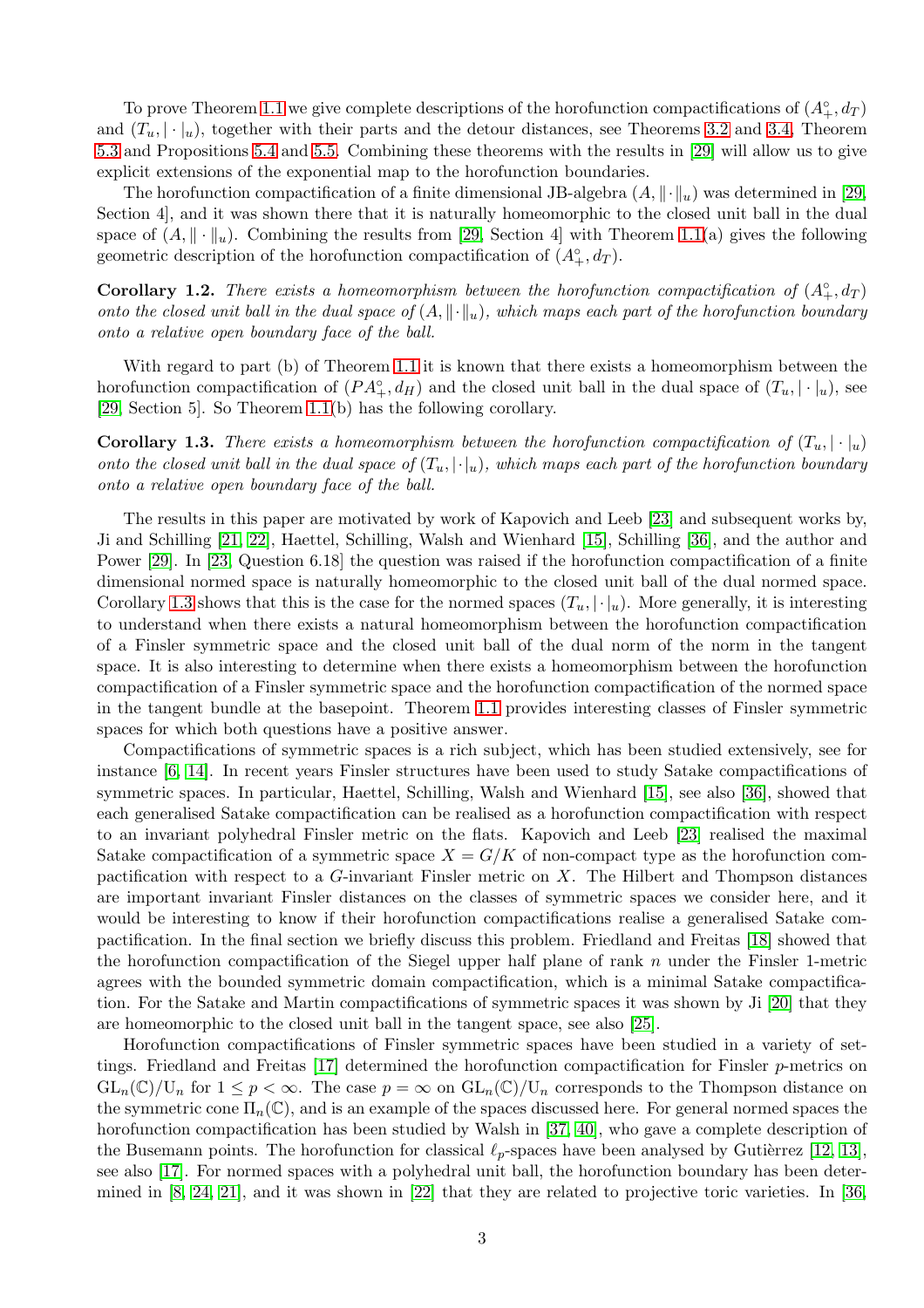To prove Theorem 1.1 we give complete descriptions of the horofunction compactifications of $(A_+^\circ, d_T)$ and $(T_u, |\cdot|_u)$, together with their parts and the detour distances, see Theorems 3.2 and 3.4, Theorem 5.3 and Propositions 5.4 and 5.5. Combining these theorems with the results in [29] will allow us to give explicit extensions of the exponential map to the horofunction boundaries.

The horofunction compactification of a finite dimensional JB-algebra $(A, \|\cdot\|_u)$ was determined in [29, Section 4], and it was shown there that it is naturally homeomorphic to the closed unit ball in the dual space of $(A, \|\cdot\|_u)$. Combining the results from [29, Section 4] with Theorem 1.1(a) gives the following geometric description of the horofunction compactification of $(A_+^\circ, d_T)$.

**Corollary 1.2.** *There exists a homeomorphism between the horofunction compactification of $(A_+^\circ, d_T)$ onto the closed unit ball in the dual space of $(A, \|\cdot\|_u)$, which maps each part of the horofunction boundary onto a relative open boundary face of the ball.*

With regard to part (b) of Theorem 1.1 it is known that there exists a homeomorphism between the horofunction compactification of $(PA_+^\circ, d_H)$ and the closed unit ball in the dual space of $(T_u, |\cdot|_u)$, see [29, Section 5]. So Theorem 1.1(b) has the following corollary.

**Corollary 1.3.** *There exists a homeomorphism between the horofunction compactification of $(T_u, |\cdot|_u)$ onto the closed unit ball in the dual space of $(T_u, |\cdot|_u)$, which maps each part of the horofunction boundary onto a relative open boundary face of the ball.*

The results in this paper are motivated by work of Kapovich and Leeb [23] and subsequent works by, Ji and Schilling [21, 22], Haettel, Schilling, Walsh and Wienhard [15], Schilling [36], and the author and Power [29]. In [23, Question 6.18] the question was raised if the horofunction compactification of a finite dimensional normed space is naturally homeomorphic to the closed unit ball of the dual normed space. Corollary 1.3 shows that this is the case for the normed spaces $(T_u, |\cdot|_u)$. More generally, it is interesting to understand when there exists a natural homeomorphism between the horofunction compactification of a Finsler symmetric space and the closed unit ball of the dual norm of the norm in the tangent space. It is also interesting to determine when there exists a homeomorphism between the horofunction compactification of a Finsler symmetric space and the horofunction compactification of the normed space in the tangent bundle at the basepoint. Theorem 1.1 provides interesting classes of Finsler symmetric spaces for which both questions have a positive answer.

Compactifications of symmetric spaces is a rich subject, which has been studied extensively, see for instance [6, 14]. In recent years Finsler structures have been used to study Satake compactifications of symmetric spaces. In particular, Haettel, Schilling, Walsh and Wienhard [15], see also [36], showed that each generalised Satake compactification can be realised as a horofunction compactification with respect to an invariant polyhedral Finsler metric on the flats. Kapovich and Leeb [23] realised the maximal Satake compactification of a symmetric space $X = G/K$ of non-compact type as the horofunction compactification with respect to a $G$-invariant Finsler metric on $X$. The Hilbert and Thompson distances are important invariant Finsler distances on the classes of symmetric spaces we consider here, and it would be interesting to know if their horofunction compactifications realise a generalised Satake compactification. In the final section we briefly discuss this problem. Friedland and Freitas [18] showed that the horofunction compactification of the Siegel upper half plane of rank $n$ under the Finsler 1-metric agrees with the bounded symmetric domain compactification, which is a minimal Satake compactification. For the Satake and Martin compactifications of symmetric spaces it was shown by Ji [20] that they are homeomorphic to the closed unit ball in the tangent space, see also [25].

Horofunction compactifications of Finsler symmetric spaces have been studied in a variety of settings. Friedland and Freitas [17] determined the horofunction compactification for Finsler $p$-metrics on $\mathrm{GL}_n(\mathbb{C})/\mathrm{U}_n$ for $1 \leq p < \infty$. The case $p = \infty$ on $\mathrm{GL}_n(\mathbb{C})/\mathrm{U}_n$ corresponds to the Thompson distance on the symmetric cone $\Pi_n(\mathbb{C})$, and is an example of the spaces discussed here. For general normed spaces the horofunction compactification has been studied by Walsh in [37, 40], who gave a complete description of the Busemann points. The horofunction for classical $\ell_p$-spaces have been analysed by Gutièrrez [12, 13], see also [17]. For normed spaces with a polyhedral unit ball, the horofunction boundary has been determined in [8, 24, 21], and it was shown in [22] that they are related to projective toric varieties. In [36,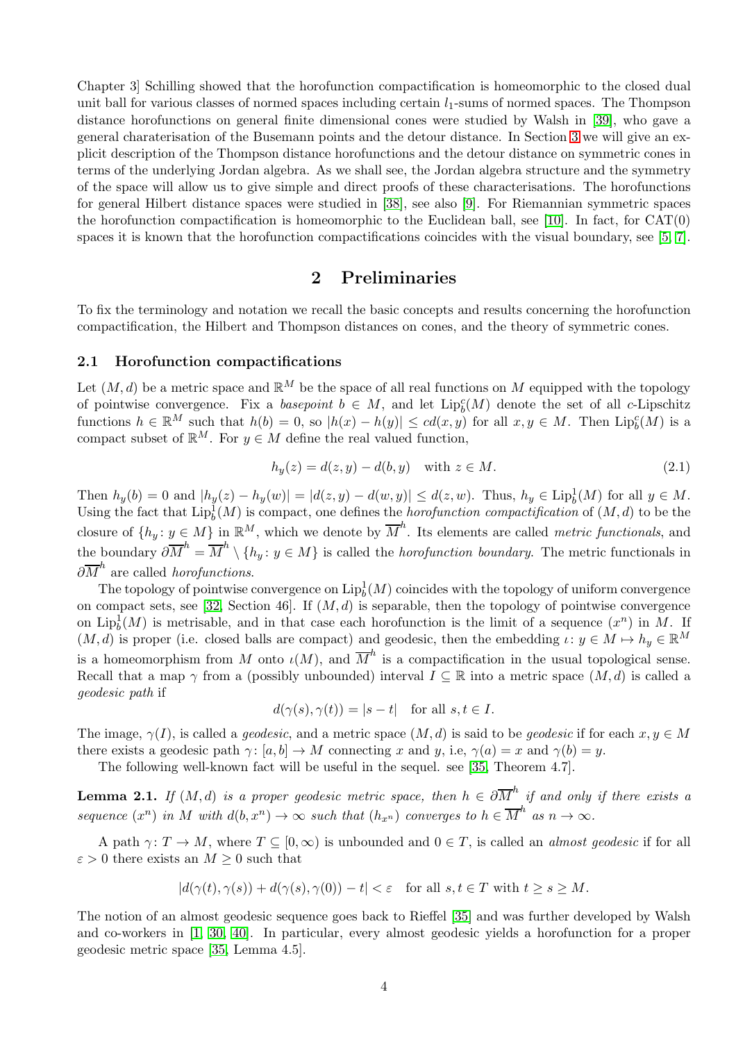Chapter 3] Schilling showed that the horofunction compactification is homeomorphic to the closed dual unit ball for various classes of normed spaces including certain $l_1$-sums of normed spaces. The Thompson distance horofunctions on general finite dimensional cones were studied by Walsh in [39], who gave a general charaterisation of the Busemann points and the detour distance. In Section 3 we will give an explicit description of the Thompson distance horofunctions and the detour distance on symmetric cones in terms of the underlying Jordan algebra. As we shall see, the Jordan algebra structure and the symmetry of the space will allow us to give simple and direct proofs of these characterisations. The horofunctions for general Hilbert distance spaces were studied in [38], see also [9]. For Riemannian symmetric spaces the horofunction compactification is homeomorphic to the Euclidean ball, see [10]. In fact, for CAT(0) spaces it is known that the horofunction compactifications coincides with the visual boundary, see [5, 7].

## 2 Preliminaries

To fix the terminology and notation we recall the basic concepts and results concerning the horofunction compactification, the Hilbert and Thompson distances on cones, and the theory of symmetric cones.

### 2.1 Horofunction compactifications

Let $(M, d)$ be a metric space and $\mathbb{R}^M$ be the space of all real functions on $M$ equipped with the topology of pointwise convergence. Fix a *basepoint* $b \in M$, and let $\mathrm{Lip}_b^c(M)$ denote the set of all $c$-Lipschitz functions $h \in \mathbb{R}^M$ such that $h(b) = 0$, so $|h(x) - h(y)| \leq cd(x, y)$ for all $x, y \in M$. Then $\mathrm{Lip}_b^c(M)$ is a compact subset of $\mathbb{R}^M$. For $y \in M$ define the real valued function,

$$h_y(z) = d(z, y) - d(b, y) \quad \text{with } z \in M. \tag{2.1}$$

Then $h_y(b) = 0$ and $|h_y(z) - h_y(w)| = |d(z, y) - d(w, y)| \leq d(z, w)$. Thus, $h_y \in \mathrm{Lip}_b^1(M)$ for all $y \in M$. Using the fact that $\mathrm{Lip}_b^1(M)$ is compact, one defines the *horofunction compactification* of $(M, d)$ to be the closure of $\{h_y : y \in M\}$ in $\mathbb{R}^M$, which we denote by $\overline{M}^h$. Its elements are called *metric functionals*, and the boundary $\partial\overline{M}^h = \overline{M}^h \setminus \{h_y : y \in M\}$ is called the *horofunction boundary*. The metric functionals in $\partial\overline{M}^h$ are called *horofunctions*.

The topology of pointwise convergence on $\mathrm{Lip}_b^1(M)$ coincides with the topology of uniform convergence on compact sets, see [32, Section 46]. If $(M, d)$ is separable, then the topology of pointwise convergence on $\mathrm{Lip}_b^1(M)$ is metrisable, and in that case each horofunction is the limit of a sequence $(x^n)$ in $M$. If $(M, d)$ is proper (i.e. closed balls are compact) and geodesic, then the embedding $\iota\colon y \in M \mapsto h_y \in \mathbb{R}^M$ is a homeomorphism from $M$ onto $\iota(M)$, and $\overline{M}^h$ is a compactification in the usual topological sense. Recall that a map $\gamma$ from a (possibly unbounded) interval $I \subseteq \mathbb{R}$ into a metric space $(M, d)$ is called a *geodesic path* if

$$d(\gamma(s), \gamma(t)) = |s - t| \quad \text{for all } s, t \in I.$$

The image, $\gamma(I)$, is called a *geodesic*, and a metric space $(M, d)$ is said to be *geodesic* if for each $x, y \in M$ there exists a geodesic path $\gamma\colon [a, b] \to M$ connecting $x$ and $y$, i.e, $\gamma(a) = x$ and $\gamma(b) = y$.

The following well-known fact will be useful in the sequel. see [35, Theorem 4.7].

**Lemma 2.1.** *If $(M, d)$ is a proper geodesic metric space, then $h \in \partial\overline{M}^h$ if and only if there exists a sequence $(x^n)$ in $M$ with $d(b, x^n) \to \infty$ such that $(h_{x^n})$ converges to $h \in \overline{M}^h$ as $n \to \infty$.*

A path $\gamma\colon T \to M$, where $T \subseteq [0, \infty)$ is unbounded and $0 \in T$, is called an *almost geodesic* if for all $\varepsilon > 0$ there exists an $M \geq 0$ such that

$$|d(\gamma(t), \gamma(s)) + d(\gamma(s), \gamma(0)) - t| < \varepsilon \quad \text{for all } s, t \in T \text{ with } t \geq s \geq M.$$

The notion of an almost geodesic sequence goes back to Rieffel [35] and was further developed by Walsh and co-workers in [1, 30, 40]. In particular, every almost geodesic yields a horofunction for a proper geodesic metric space [35, Lemma 4.5].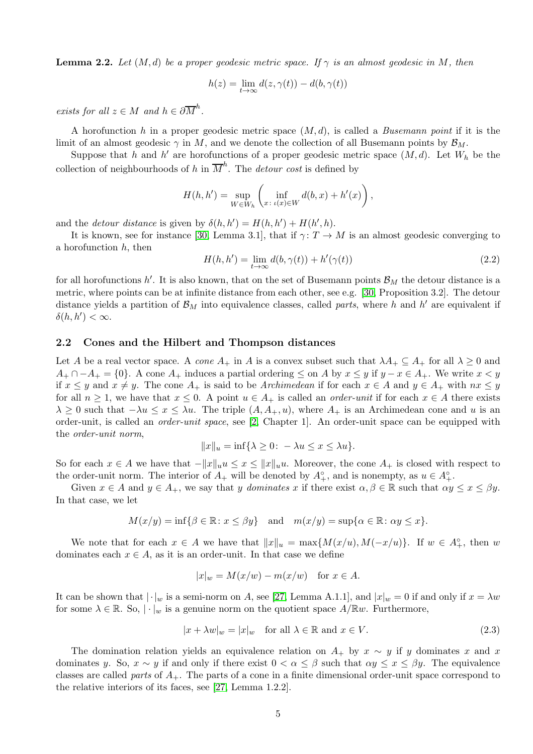**Lemma 2.2.** *Let $(M,d)$ be a proper geodesic metric space. If $\gamma$ is an almost geodesic in $M$, then*

$$h(z) = \lim_{t\to\infty} d(z,\gamma(t)) - d(b,\gamma(t))$$

*exists for all $z \in M$ and $h \in \partial \overline{M}^h$.*

A horofunction $h$ in a proper geodesic metric space $(M,d)$, is called a *Busemann point* if it is the limit of an almost geodesic $\gamma$ in $M$, and we denote the collection of all Busemann points by $\mathcal{B}_M$.

Suppose that $h$ and $h'$ are horofunctions of a proper geodesic metric space $(M,d)$. Let $W_h$ be the collection of neighbourhoods of $h$ in $\overline{M}^h$. The *detour cost* is defined by

$$H(h,h') = \sup_{W\in W_h}\left(\inf_{x\colon \iota(x)\in W} d(b,x) + h'(x)\right),$$

and the *detour distance* is given by $\delta(h,h') = H(h,h') + H(h',h)$.

It is known, see for instance [30, Lemma 3.1], that if $\gamma\colon T \to M$ is an almost geodesic converging to a horofunction $h$, then

$$H(h,h') = \lim_{t\to\infty} d(b,\gamma(t)) + h'(\gamma(t)) \tag{2.2}$$

for all horofunctions $h'$. It is also known, that on the set of Busemann points $\mathcal{B}_M$ the detour distance is a metric, where points can be at infinite distance from each other, see e.g. [30, Proposition 3.2]. The detour distance yields a partition of $\mathcal{B}_M$ into equivalence classes, called *parts*, where $h$ and $h'$ are equivalent if $\delta(h,h') < \infty$.

## 2.2 Cones and the Hilbert and Thompson distances

Let $A$ be a real vector space. A *cone* $A_+$ in $A$ is a convex subset such that $\lambda A_+ \subseteq A_+$ for all $\lambda \geq 0$ and $A_+ \cap -A_+ = \{0\}$. A cone $A_+$ induces a partial ordering $\leq$ on $A$ by $x \leq y$ if $y - x \in A_+$. We write $x < y$ if $x \leq y$ and $x \neq y$. The cone $A_+$ is said to be *Archimedean* if for each $x \in A$ and $y \in A_+$ with $nx \leq y$ for all $n \geq 1$, we have that $x \leq 0$. A point $u \in A_+$ is called an *order-unit* if for each $x \in A$ there exists $\lambda \geq 0$ such that $-\lambda u \leq x \leq \lambda u$. The triple $(A, A_+, u)$, where $A_+$ is an Archimedean cone and $u$ is an order-unit, is called an *order-unit space*, see [2, Chapter 1]. An order-unit space can be equipped with the *order-unit norm*,

$$\|x\|_u = \inf\{\lambda \geq 0\colon -\lambda u \leq x \leq \lambda u\}.$$

So for each $x \in A$ we have that $-\|x\|_u u \leq x \leq \|x\|_u u$. Moreover, the cone $A_+$ is closed with respect to the order-unit norm. The interior of $A_+$ will be denoted by $A_+^\circ$, and is nonempty, as $u \in A_+^\circ$.

Given $x \in A$ and $y \in A_+$, we say that $y$ *dominates* $x$ if there exist $\alpha, \beta \in \mathbb{R}$ such that $\alpha y \leq x \leq \beta y$. In that case, we let

$$M(x/y) = \inf\{\beta \in \mathbb{R}\colon x \leq \beta y\} \quad \text{and} \quad m(x/y) = \sup\{\alpha \in \mathbb{R}\colon \alpha y \leq x\}.$$

We note that for each $x \in A$ we have that $\|x\|_u = \max\{M(x/u), M(-x/u)\}$. If $w \in A_+^\circ$, then $w$ dominates each $x \in A$, as it is an order-unit. In that case we define

$$|x|_w = M(x/w) - m(x/w) \quad \text{for } x \in A.$$

It can be shown that $|\cdot|_w$ is a semi-norm on $A$, see [27, Lemma A.1.1], and $|x|_w = 0$ if and only if $x = \lambda w$ for some $\lambda \in \mathbb{R}$. So, $|\cdot|_w$ is a genuine norm on the quotient space $A/\mathbb{R}w$. Furthermore,

$$|x + \lambda w|_w = |x|_w \quad \text{for all } \lambda \in \mathbb{R} \text{ and } x \in V. \tag{2.3}$$

The domination relation yields an equivalence relation on $A_+$ by $x \sim y$ if $y$ dominates $x$ and $x$ dominates $y$. So, $x \sim y$ if and only if there exist $0 < \alpha \leq \beta$ such that $\alpha y \leq x \leq \beta y$. The equivalence classes are called *parts* of $A_+$. The parts of a cone in a finite dimensional order-unit space correspond to the relative interiors of its faces, see [27, Lemma 1.2.2].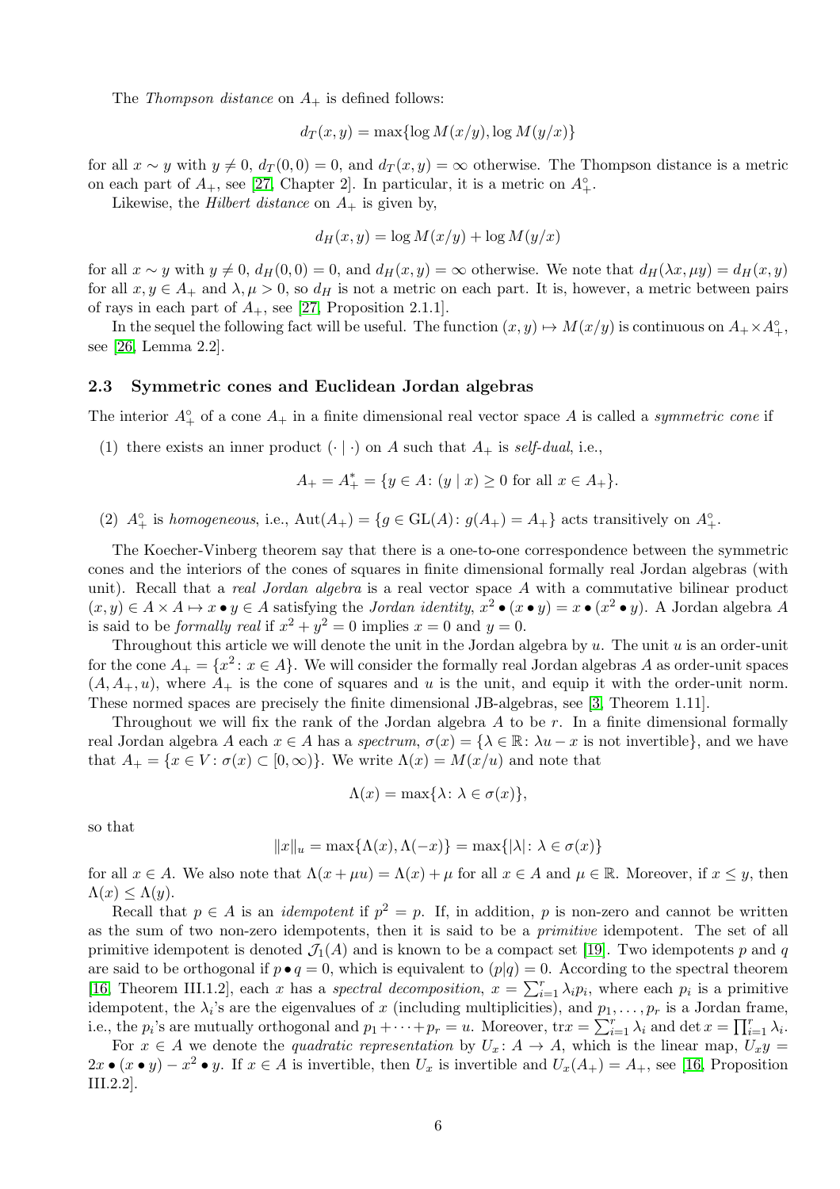The *Thompson distance* on $A_+$ is defined follows:

$$d_T(x, y) = \max\{\log M(x/y), \log M(y/x)\}$$

for all $x \sim y$ with $y \neq 0$, $d_T(0, 0) = 0$, and $d_T(x, y) = \infty$ otherwise. The Thompson distance is a metric on each part of $A_+$, see [27, Chapter 2]. In particular, it is a metric on $A_+^\circ$.

Likewise, the *Hilbert distance* on $A_+$ is given by,

$$d_H(x, y) = \log M(x/y) + \log M(y/x)$$

for all $x \sim y$ with $y \neq 0$, $d_H(0, 0) = 0$, and $d_H(x, y) = \infty$ otherwise. We note that $d_H(\lambda x, \mu y) = d_H(x, y)$ for all $x, y \in A_+$ and $\lambda, \mu > 0$, so $d_H$ is not a metric on each part. It is, however, a metric between pairs of rays in each part of $A_+$, see [27, Proposition 2.1.1].

In the sequel the following fact will be useful. The function $(x, y) \mapsto M(x/y)$ is continuous on $A_+ \times A_+^\circ$, see [26, Lemma 2.2].

### 2.3 Symmetric cones and Euclidean Jordan algebras

The interior $A_+^\circ$ of a cone $A_+$ in a finite dimensional real vector space $A$ is called a *symmetric cone* if

(1) there exists an inner product $(\cdot \mid \cdot)$ on $A$ such that $A_+$ is *self-dual*, i.e.,

$$A_+ = A_+^* = \{y \in A \colon (y \mid x) \geq 0 \text{ for all } x \in A_+\}.$$

(2) $A_+^\circ$ is *homogeneous*, i.e., $\mathrm{Aut}(A_+) = \{g \in \mathrm{GL}(A) \colon g(A_+) = A_+\}$ acts transitively on $A_+^\circ$.

The Koecher-Vinberg theorem say that there is a one-to-one correspondence between the symmetric cones and the interiors of the cones of squares in finite dimensional formally real Jordan algebras (with unit). Recall that a *real Jordan algebra* is a real vector space $A$ with a commutative bilinear product $(x, y) \in A \times A \mapsto x \bullet y \in A$ satisfying the *Jordan identity*, $x^2 \bullet (x \bullet y) = x \bullet (x^2 \bullet y)$. A Jordan algebra $A$ is said to be *formally real* if $x^2 + y^2 = 0$ implies $x = 0$ and $y = 0$.

Throughout this article we will denote the unit in the Jordan algebra by $u$. The unit $u$ is an order-unit for the cone $A_+ = \{x^2 \colon x \in A\}$. We will consider the formally real Jordan algebras $A$ as order-unit spaces $(A, A_+, u)$, where $A_+$ is the cone of squares and $u$ is the unit, and equip it with the order-unit norm. These normed spaces are precisely the finite dimensional JB-algebras, see [3, Theorem 1.11].

Throughout we will fix the rank of the Jordan algebra $A$ to be $r$. In a finite dimensional formally real Jordan algebra $A$ each $x \in A$ has a *spectrum*, $\sigma(x) = \{\lambda \in \mathbb{R} \colon \lambda u - x \text{ is not invertible}\}$, and we have that $A_+ = \{x \in V \colon \sigma(x) \subset [0, \infty)\}$. We write $\Lambda(x) = M(x/u)$ and note that

$$\Lambda(x) = \max\{\lambda \colon \lambda \in \sigma(x)\},$$

so that

$$\|x\|_u = \max\{\Lambda(x), \Lambda(-x)\} = \max\{|\lambda| \colon \lambda \in \sigma(x)\}$$

for all $x \in A$. We also note that $\Lambda(x + \mu u) = \Lambda(x) + \mu$ for all $x \in A$ and $\mu \in \mathbb{R}$. Moreover, if $x \leq y$, then $\Lambda(x) \leq \Lambda(y)$.

Recall that $p \in A$ is an *idempotent* if $p^2 = p$. If, in addition, $p$ is non-zero and cannot be written as the sum of two non-zero idempotents, then it is said to be a *primitive* idempotent. The set of all primitive idempotent is denoted $\mathcal{J}_1(A)$ and is known to be a compact set [19]. Two idempotents $p$ and $q$ are said to be orthogonal if $p \bullet q = 0$, which is equivalent to $(p|q) = 0$. According to the spectral theorem [16, Theorem III.1.2], each $x$ has a *spectral decomposition*, $x = \sum_{i=1}^r \lambda_i p_i$, where each $p_i$ is a primitive idempotent, the $\lambda_i$'s are the eigenvalues of $x$ (including multiplicities), and $p_1, \ldots, p_r$ is a Jordan frame, i.e., the $p_i$'s are mutually orthogonal and $p_1 + \cdots + p_r = u$. Moreover, $\mathrm{tr} x = \sum_{i=1}^r \lambda_i$ and $\det x = \prod_{i=1}^r \lambda_i$.

For $x \in A$ we denote the *quadratic representation* by $U_x \colon A \to A$, which is the linear map, $U_x y = 2x \bullet (x \bullet y) - x^2 \bullet y$. If $x \in A$ is invertible, then $U_x$ is invertible and $U_x(A_+) = A_+$, see [16, Proposition III.2.2].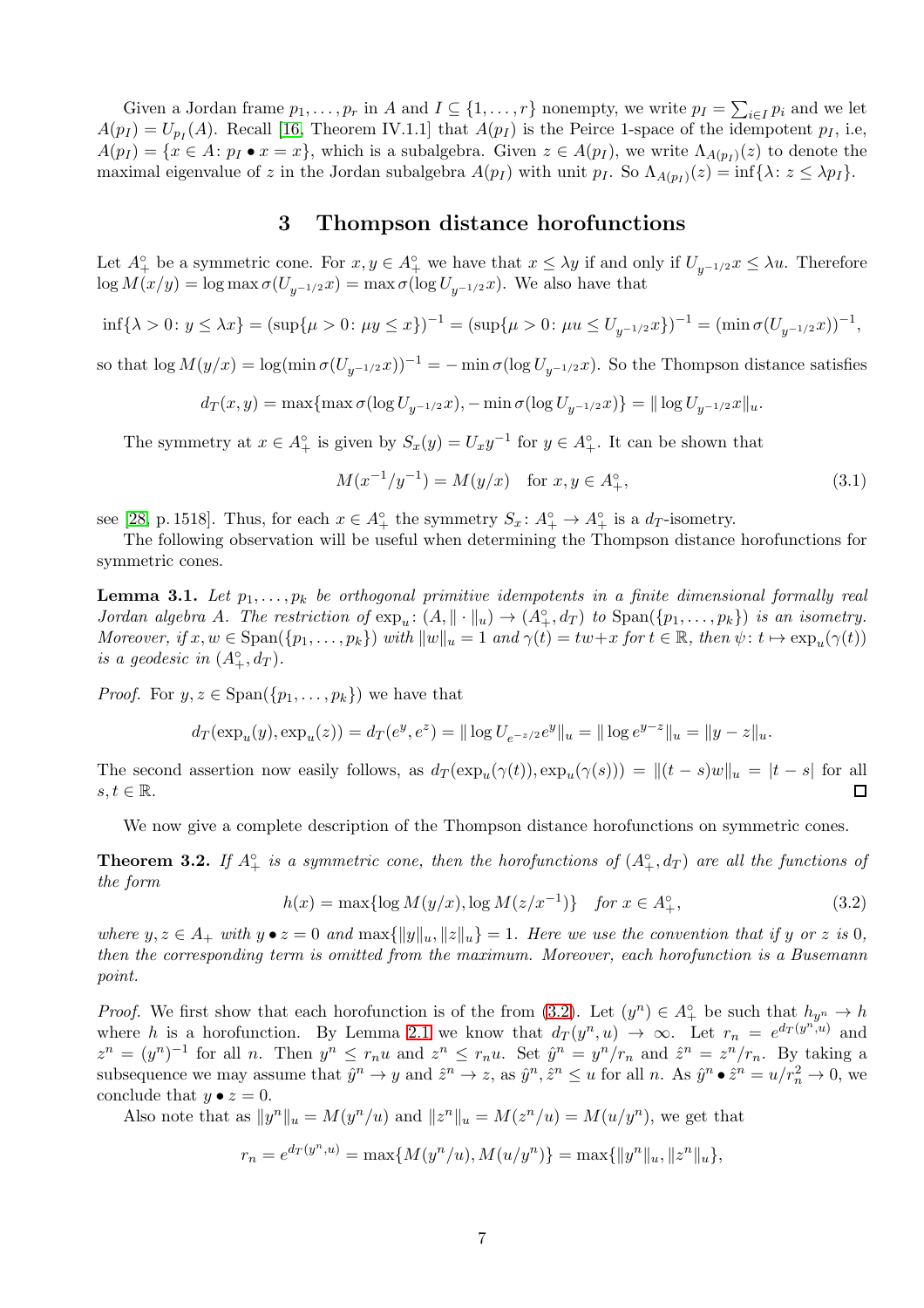Given a Jordan frame $p_1,\dots,p_r$ in $A$ and $I\subseteq\{1,\dots,r\}$ nonempty, we write $p_I=\sum_{i\in I}p_i$ and we let $A(p_I)=U_{p_I}(A)$. Recall [16, Theorem IV.1.1] that $A(p_I)$ is the Peirce 1-space of the idempotent $p_I$, i.e, $A(p_I)=\{x\in A\colon p_I\bullet x=x\}$, which is a subalgebra. Given $z\in A(p_I)$, we write $\Lambda_{A(p_I)}(z)$ to denote the maximal eigenvalue of $z$ in the Jordan subalgebra $A(p_I)$ with unit $p_I$. So $\Lambda_{A(p_I)}(z)=\inf\{\lambda\colon z\leq\lambda p_I\}$.

# 3 Thompson distance horofunctions

Let $A_+^\circ$ be a symmetric cone. For $x,y\in A_+^\circ$ we have that $x\leq\lambda y$ if and only if $U_{y^{-1/2}}x\leq\lambda u$. Therefore $\log M(x/y)=\log\max\sigma(U_{y^{-1/2}}x)=\max\sigma(\log U_{y^{-1/2}}x)$. We also have that

$$\inf\{\lambda>0\colon y\leq\lambda x\}=(\sup\{\mu>0\colon \mu y\leq x\})^{-1}=(\sup\{\mu>0\colon \mu u\leq U_{y^{-1/2}}x\})^{-1}=(\min\sigma(U_{y^{-1/2}}x))^{-1},$$

so that $\log M(y/x)=\log(\min\sigma(U_{y^{-1/2}}x))^{-1}=-\min\sigma(\log U_{y^{-1/2}}x)$. So the Thompson distance satisfies

$$d_T(x,y)=\max\{\max\sigma(\log U_{y^{-1/2}}x),-\min\sigma(\log U_{y^{-1/2}}x)\}=\|\log U_{y^{-1/2}}x\|_u.$$

The symmetry at $x\in A_+^\circ$ is given by $S_x(y)=U_xy^{-1}$ for $y\in A_+^\circ$. It can be shown that

$$M(x^{-1}/y^{-1})=M(y/x)\quad\text{for } x,y\in A_+^\circ, \tag{3.1}$$

see [28, p. 1518]. Thus, for each $x\in A_+^\circ$ the symmetry $S_x\colon A_+^\circ\to A_+^\circ$ is a $d_T$-isometry.

The following observation will be useful when determining the Thompson distance horofunctions for symmetric cones.

**Lemma 3.1.** *Let $p_1,\dots,p_k$ be orthogonal primitive idempotents in a finite dimensional formally real Jordan algebra $A$. The restriction of $\exp_u\colon(A,\|\cdot\|_u)\to(A_+^\circ,d_T)$ to $\mathrm{Span}(\{p_1,\dots,p_k\})$ is an isometry. Moreover, if $x,w\in\mathrm{Span}(\{p_1,\dots,p_k\})$ with $\|w\|_u=1$ and $\gamma(t)=tw+x$ for $t\in\mathbb{R}$, then $\psi\colon t\mapsto\exp_u(\gamma(t))$ is a geodesic in $(A_+^\circ,d_T)$.*

*Proof.* For $y,z\in\mathrm{Span}(\{p_1,\dots,p_k\})$ we have that

$$d_T(\exp_u(y),\exp_u(z))=d_T(e^y,e^z)=\|\log U_{e^{-z/2}}e^y\|_u=\|\log e^{y-z}\|_u=\|y-z\|_u.$$

The second assertion now easily follows, as $d_T(\exp_u(\gamma(t)),\exp_u(\gamma(s)))=\|(t-s)w\|_u=|t-s|$ for all $s,t\in\mathbb{R}$. ∎

We now give a complete description of the Thompson distance horofunctions on symmetric cones.

**Theorem 3.2.** *If $A_+^\circ$ is a symmetric cone, then the horofunctions of $(A_+^\circ,d_T)$ are all the functions of the form*

$$h(x)=\max\{\log M(y/x),\log M(z/x^{-1})\}\quad\text{for } x\in A_+^\circ, \tag{3.2}$$

*where $y,z\in A_+$ with $y\bullet z=0$ and $\max\{\|y\|_u,\|z\|_u\}=1$. Here we use the convention that if $y$ or $z$ is $0$, then the corresponding term is omitted from the maximum. Moreover, each horofunction is a Busemann point.*

*Proof.* We first show that each horofunction is of the from (3.2). Let $(y^n)\in A_+^\circ$ be such that $h_{y^n}\to h$ where $h$ is a horofunction. By Lemma 2.1 we know that $d_T(y^n,u)\to\infty$. Let $r_n=e^{d_T(y^n,u)}$ and $z^n=(y^n)^{-1}$ for all $n$. Then $y^n\leq r_nu$ and $z^n\leq r_nu$. Set $\hat{y}^n=y^n/r_n$ and $\hat{z}^n=z^n/r_n$. By taking a subsequence we may assume that $\hat{y}^n\to y$ and $\hat{z}^n\to z$, as $\hat{y}^n,\hat{z}^n\leq u$ for all $n$. As $\hat{y}^n\bullet\hat{z}^n=u/r_n^2\to 0$, we conclude that $y\bullet z=0$.

Also note that as $\|y^n\|_u=M(y^n/u)$ and $\|z^n\|_u=M(z^n/u)=M(u/y^n)$, we get that

$$r_n=e^{d_T(y^n,u)}=\max\{M(y^n/u),M(u/y^n)\}=\max\{\|y^n\|_u,\|z^n\|_u\},$$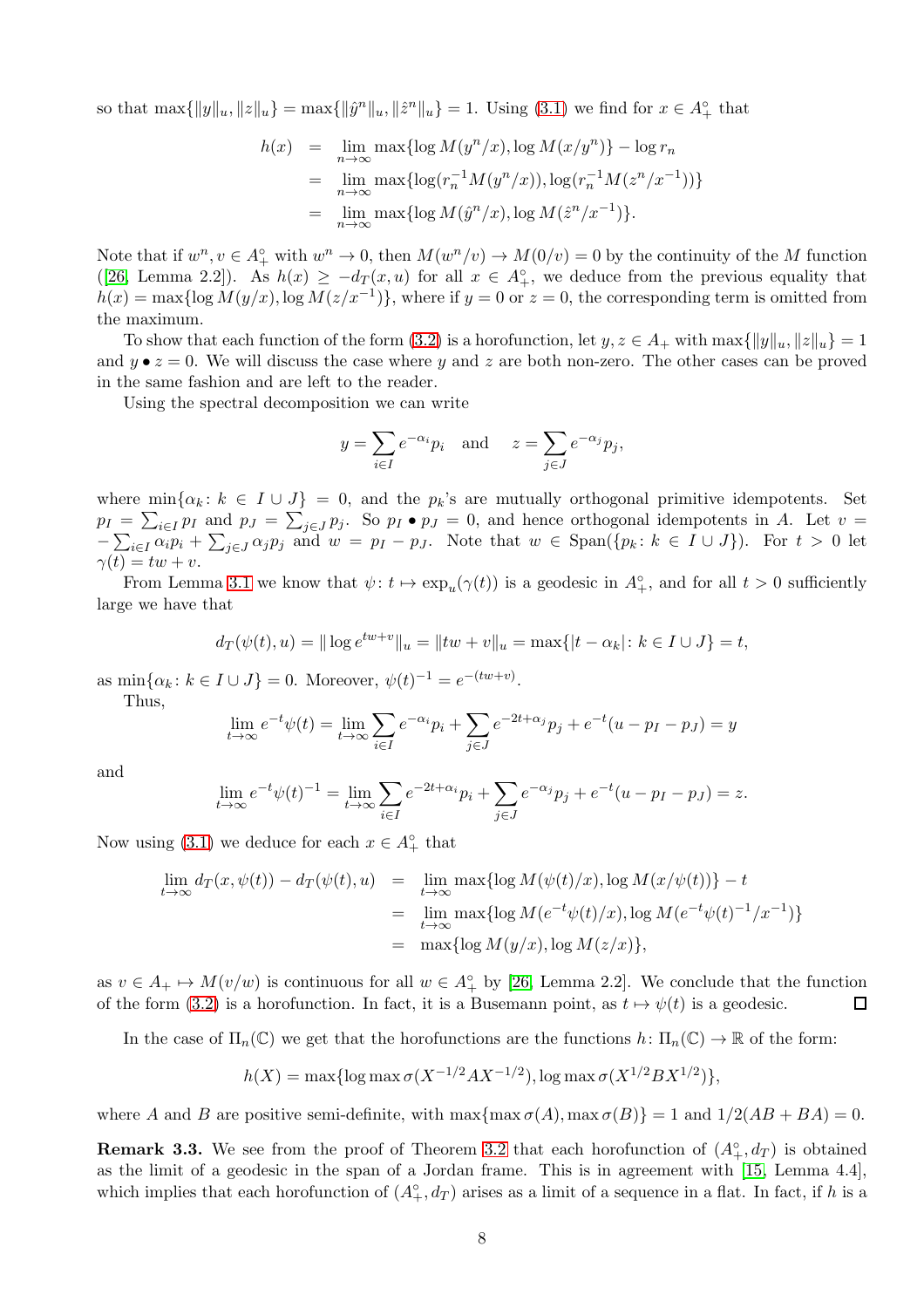so that $\max\{\|y\|_u, \|z\|_u\} = \max\{\|\hat{y}^n\|_u, \|\hat{z}^n\|_u\} = 1$. Using (3.1) we find for $x \in A_+^\circ$ that

$$
\begin{aligned}
h(x) &= \lim_{n\to\infty} \max\{\log M(y^n/x), \log M(x/y^n)\} - \log r_n \\
&= \lim_{n\to\infty} \max\{\log(r_n^{-1}M(y^n/x)), \log(r_n^{-1}M(z^n/x^{-1}))\} \\
&= \lim_{n\to\infty} \max\{\log M(\hat{y}^n/x), \log M(\hat{z}^n/x^{-1})\}.
\end{aligned}
$$

Note that if $w^n, v \in A_+^\circ$ with $w^n \to 0$, then $M(w^n/v) \to M(0/v) = 0$ by the continuity of the $M$ function ([26, Lemma 2.2]). As $h(x) \geq -d_T(x,u)$ for all $x \in A_+^\circ$, we deduce from the previous equality that $h(x) = \max\{\log M(y/x), \log M(z/x^{-1})\}$, where if $y = 0$ or $z = 0$, the corresponding term is omitted from the maximum.

To show that each function of the form (3.2) is a horofunction, let $y, z \in A_+$ with $\max\{\|y\|_u, \|z\|_u\} = 1$ and $y \bullet z = 0$. We will discuss the case where $y$ and $z$ are both non-zero. The other cases can be proved in the same fashion and are left to the reader.

Using the spectral decomposition we can write

$$
y = \sum_{i\in I} e^{-\alpha_i} p_i \quad \text{and} \quad z = \sum_{j\in J} e^{-\alpha_j} p_j,
$$

where $\min\{\alpha_k : k \in I \cup J\} = 0$, and the $p_k$'s are mutually orthogonal primitive idempotents. Set $p_I = \sum_{i\in I} p_I$ and $p_J = \sum_{j\in J} p_j$. So $p_I \bullet p_J = 0$, and hence orthogonal idempotents in $A$. Let $v = -\sum_{i\in I} \alpha_i p_i + \sum_{j\in J} \alpha_j p_j$ and $w = p_I - p_J$. Note that $w \in \mathrm{Span}(\{p_k : k \in I \cup J\})$. For $t > 0$ let $\gamma(t) = tw + v$.

From Lemma 3.1 we know that $\psi\colon t \mapsto \exp_u(\gamma(t))$ is a geodesic in $A_+^\circ$, and for all $t > 0$ sufficiently large we have that

$$
d_T(\psi(t), u) = \|\log e^{tw+v}\|_u = \|tw + v\|_u = \max\{|t - \alpha_k| : k \in I \cup J\} = t,
$$

as $\min\{\alpha_k : k \in I \cup J\} = 0$. Moreover, $\psi(t)^{-1} = e^{-(tw+v)}$.

Thus,

$$
\lim_{t\to\infty} e^{-t}\psi(t) = \lim_{t\to\infty} \sum_{i\in I} e^{-\alpha_i} p_i + \sum_{j\in J} e^{-2t+\alpha_j} p_j + e^{-t}(u - p_I - p_J) = y
$$

and

$$
\lim_{t\to\infty} e^{-t}\psi(t)^{-1} = \lim_{t\to\infty} \sum_{i\in I} e^{-2t+\alpha_i} p_i + \sum_{j\in J} e^{-\alpha_j} p_j + e^{-t}(u - p_I - p_J) = z.
$$

Now using (3.1) we deduce for each $x \in A_+^\circ$ that

$$
\begin{aligned}
\lim_{t\to\infty} d_T(x, \psi(t)) - d_T(\psi(t), u) &= \lim_{t\to\infty} \max\{\log M(\psi(t)/x), \log M(x/\psi(t))\} - t \\
&= \lim_{t\to\infty} \max\{\log M(e^{-t}\psi(t)/x), \log M(e^{-t}\psi(t)^{-1}/x^{-1})\} \\
&= \max\{\log M(y/x), \log M(z/x)\},
\end{aligned}
$$

as $v \in A_+ \mapsto M(v/w)$ is continuous for all $w \in A_+^\circ$ by [26, Lemma 2.2]. We conclude that the function of the form (3.2) is a horofunction. In fact, it is a Busemann point, as $t \mapsto \psi(t)$ is a geodesic. $\square$

In the case of $\Pi_n(\mathbb{C})$ we get that the horofunctions are the functions $h\colon \Pi_n(\mathbb{C}) \to \mathbb{R}$ of the form:

$$
h(X) = \max\{\log \max \sigma(X^{-1/2}AX^{-1/2}), \log \max \sigma(X^{1/2}BX^{1/2})\},
$$

where $A$ and $B$ are positive semi-definite, with $\max\{\max \sigma(A), \max \sigma(B)\} = 1$ and $1/2(AB + BA) = 0$.

**Remark 3.3.** We see from the proof of Theorem 3.2 that each horofunction of $(A_+^\circ, d_T)$ is obtained as the limit of a geodesic in the span of a Jordan frame. This is in agreement with [15, Lemma 4.4], which implies that each horofunction of $(A_+^\circ, d_T)$ arises as a limit of a sequence in a flat. In fact, if $h$ is a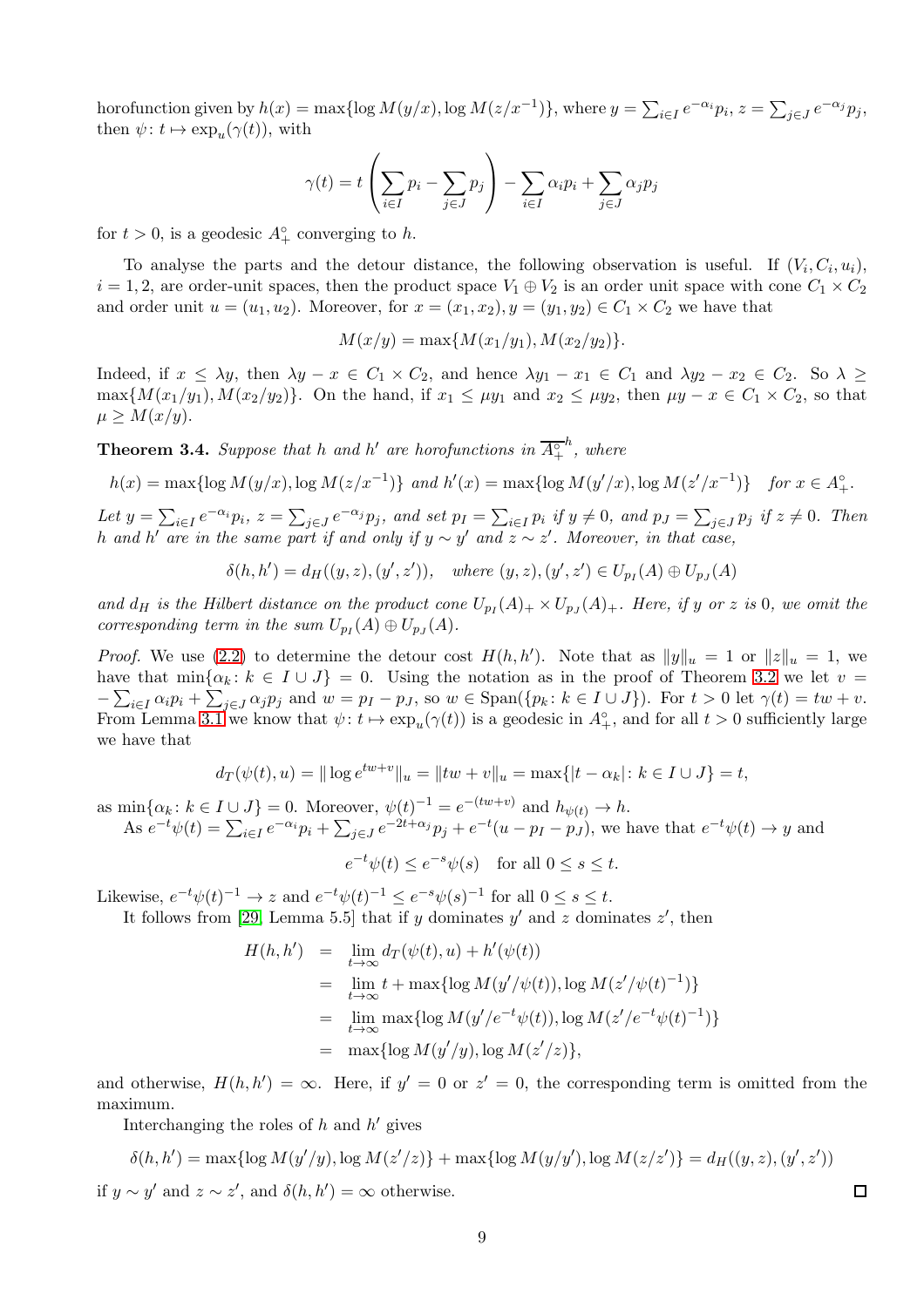horofunction given by $h(x) = \max\{\log M(y/x), \log M(z/x^{-1})\}$, where $y = \sum_{i\in I} e^{-\alpha_i} p_i$, $z = \sum_{j\in J} e^{-\alpha_j} p_j$, then $\psi\colon t \mapsto \exp_u(\gamma(t))$, with

$$\gamma(t) = t\left(\sum_{i\in I} p_i - \sum_{j\in J} p_j\right) - \sum_{i\in I}\alpha_i p_i + \sum_{j\in J}\alpha_j p_j$$

for $t > 0$, is a geodesic $A_+^\circ$ converging to $h$.

To analyse the parts and the detour distance, the following observation is useful. If $(V_i, C_i, u_i)$, $i = 1, 2$, are order-unit spaces, then the product space $V_1 \oplus V_2$ is an order unit space with cone $C_1 \times C_2$ and order unit $u = (u_1, u_2)$. Moreover, for $x = (x_1, x_2), y = (y_1, y_2) \in C_1 \times C_2$ we have that

$$M(x/y) = \max\{M(x_1/y_1), M(x_2/y_2)\}.$$

Indeed, if $x \leq \lambda y$, then $\lambda y - x \in C_1 \times C_2$, and hence $\lambda y_1 - x_1 \in C_1$ and $\lambda y_2 - x_2 \in C_2$. So $\lambda \geq \max\{M(x_1/y_1), M(x_2/y_2)\}$. On the hand, if $x_1 \leq \mu y_1$ and $x_2 \leq \mu y_2$, then $\mu y - x \in C_1 \times C_2$, so that $\mu \geq M(x/y)$.

**Theorem 3.4.** *Suppose that $h$ and $h'$ are horofunctions in $\overline{A_+^\circ}^h$, where*

$$h(x) = \max\{\log M(y/x), \log M(z/x^{-1})\} \text{ and } h'(x) = \max\{\log M(y'/x), \log M(z'/x^{-1})\} \quad \text{for } x \in A_+^\circ.$$

*Let $y = \sum_{i\in I} e^{-\alpha_i} p_i$, $z = \sum_{j\in J} e^{-\alpha_j} p_j$, and set $p_I = \sum_{i\in I} p_i$ if $y \neq 0$, and $p_J = \sum_{j\in J} p_j$ if $z \neq 0$. Then $h$ and $h'$ are in the same part if and only if $y \sim y'$ and $z \sim z'$. Moreover, in that case,*

$$\delta(h, h') = d_H((y, z), (y', z')), \quad \text{where } (y, z), (y', z') \in U_{p_I}(A) \oplus U_{p_J}(A)$$

*and $d_H$ is the Hilbert distance on the product cone $U_{p_I}(A)_+ \times U_{p_J}(A)_+$. Here, if $y$ or $z$ is $0$, we omit the corresponding term in the sum $U_{p_I}(A) \oplus U_{p_J}(A)$.*

*Proof.* We use (2.2) to determine the detour cost $H(h, h')$. Note that as $\|y\|_u = 1$ or $\|z\|_u = 1$, we have that $\min\{\alpha_k : k \in I \cup J\} = 0$. Using the notation as in the proof of Theorem 3.2 we let $v = -\sum_{i\in I}\alpha_i p_i + \sum_{j\in J}\alpha_j p_j$ and $w = p_I - p_J$, so $w \in \mathrm{Span}(\{p_k : k \in I \cup J\})$. For $t > 0$ let $\gamma(t) = tw + v$. From Lemma 3.1 we know that $\psi\colon t \mapsto \exp_u(\gamma(t))$ is a geodesic in $A_+^\circ$, and for all $t > 0$ sufficiently large we have that

$$d_T(\psi(t), u) = \|\log e^{tw+v}\|_u = \|tw + v\|_u = \max\{|t - \alpha_k| : k \in I \cup J\} = t,$$

as $\min\{\alpha_k : k \in I \cup J\} = 0$. Moreover, $\psi(t)^{-1} = e^{-(tw+v)}$ and $h_{\psi(t)} \to h$.

As $e^{-t}\psi(t) = \sum_{i\in I} e^{-\alpha_i} p_i + \sum_{j\in J} e^{-2t+\alpha_j} p_j + e^{-t}(u - p_I - p_J)$, we have that $e^{-t}\psi(t) \to y$ and

$$e^{-t}\psi(t) \leq e^{-s}\psi(s) \quad \text{for all } 0 \leq s \leq t.$$

Likewise, $e^{-t}\psi(t)^{-1} \to z$ and $e^{-t}\psi(t)^{-1} \leq e^{-s}\psi(s)^{-1}$ for all $0 \leq s \leq t$.

It follows from [29, Lemma 5.5] that if $y$ dominates $y'$ and $z$ dominates $z'$, then

$$\begin{aligned}
H(h, h') &= \lim_{t\to\infty} d_T(\psi(t), u) + h'(\psi(t)) \\
&= \lim_{t\to\infty} t + \max\{\log M(y'/\psi(t)), \log M(z'/\psi(t)^{-1})\} \\
&= \lim_{t\to\infty} \max\{\log M(y'/e^{-t}\psi(t)), \log M(z'/e^{-t}\psi(t)^{-1})\} \\
&= \max\{\log M(y'/y), \log M(z'/z)\},
\end{aligned}$$

and otherwise, $H(h, h') = \infty$. Here, if $y' = 0$ or $z' = 0$, the corresponding term is omitted from the maximum.

Interchanging the roles of $h$ and $h'$ gives

$$\delta(h, h') = \max\{\log M(y'/y), \log M(z'/z)\} + \max\{\log M(y/y'), \log M(z/z')\} = d_H((y, z), (y', z'))$$

if $y \sim y'$ and $z \sim z'$, and $\delta(h, h') = \infty$ otherwise. $\square$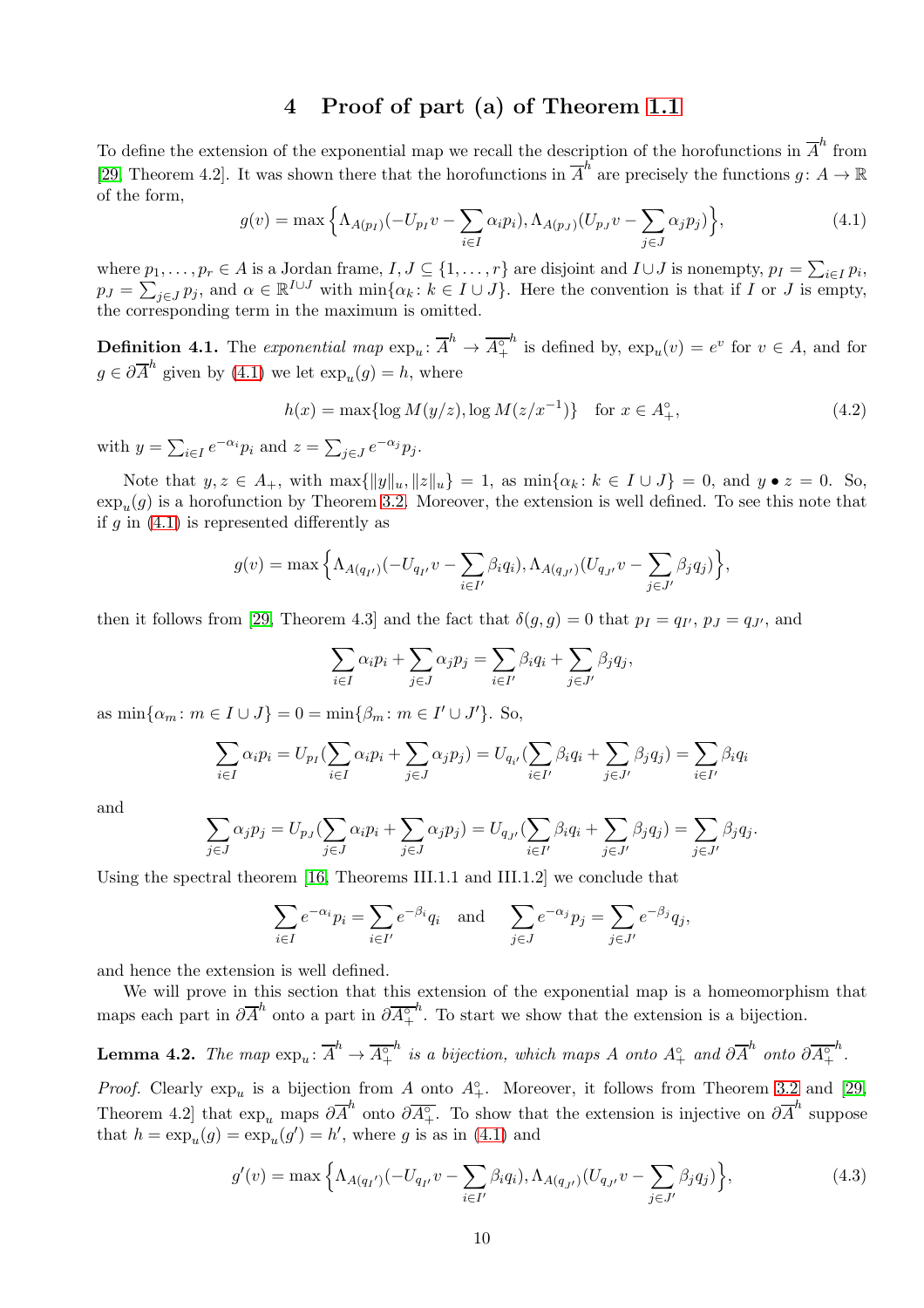# 4 Proof of part (a) of Theorem 1.1

To define the extension of the exponential map we recall the description of the horofunctions in $\overline{A}^h$ from [29, Theorem 4.2]. It was shown there that the horofunctions in $\overline{A}^h$ are precisely the functions $g\colon A \to \mathbb{R}$ of the form,

$$g(v) = \max\Big\{\Lambda_{A(p_I)}(-U_{p_I}v - \sum_{i\in I}\alpha_i p_i), \Lambda_{A(p_J)}(U_{p_J}v - \sum_{j\in J}\alpha_j p_j)\Big\}, \tag{4.1}$$

where $p_1,\ldots,p_r \in A$ is a Jordan frame, $I, J \subseteq \{1,\ldots,r\}$ are disjoint and $I\cup J$ is nonempty, $p_I = \sum_{i\in I} p_i$, $p_J = \sum_{j\in J} p_j$, and $\alpha \in \mathbb{R}^{I\cup J}$ with $\min\{\alpha_k \colon k \in I\cup J\}$. Here the convention is that if $I$ or $J$ is empty, the corresponding term in the maximum is omitted.

**Definition 4.1.** The *exponential map* $\exp_u\colon \overline{A}^h \to \overline{A_+^\circ}^h$ is defined by, $\exp_u(v) = e^v$ for $v\in A$, and for $g \in \partial\overline{A}^h$ given by (4.1) we let $\exp_u(g) = h$, where

$$h(x) = \max\{\log M(y/z), \log M(z/x^{-1})\} \quad \text{for } x \in A_+^\circ, \tag{4.2}$$

with $y = \sum_{i\in I} e^{-\alpha_i}p_i$ and $z = \sum_{j\in J} e^{-\alpha_j}p_j$.

Note that $y, z \in A_+$, with $\max\{\|y\|_u, \|z\|_u\} = 1$, as $\min\{\alpha_k \colon k\in I\cup J\} = 0$, and $y \bullet z = 0$. So, $\exp_u(g)$ is a horofunction by Theorem 3.2. Moreover, the extension is well defined. To see this note that if $g$ in (4.1) is represented differently as

$$g(v) = \max\Big\{\Lambda_{A(q_{I'})}(-U_{q_{I'}}v - \sum_{i\in I'}\beta_i q_i), \Lambda_{A(q_{J'})}(U_{q_{J'}}v - \sum_{j\in J'}\beta_j q_j)\Big\},$$

then it follows from [29, Theorem 4.3] and the fact that $\delta(g,g) = 0$ that $p_I = q_{I'}$, $p_J = q_{J'}$, and

$$\sum_{i\in I}\alpha_i p_i + \sum_{j\in J}\alpha_j p_j = \sum_{i\in I'}\beta_i q_i + \sum_{j\in J'}\beta_j q_j,$$

as $\min\{\alpha_m \colon m\in I\cup J\} = 0 = \min\{\beta_m\colon m \in I'\cup J'\}$. So,

$$\sum_{i\in I}\alpha_i p_i = U_{p_I}(\sum_{i\in I}\alpha_i p_i + \sum_{j\in J}\alpha_j p_j) = U_{q_{I'}}(\sum_{i\in I'}\beta_i q_i + \sum_{j\in J'}\beta_j q_j) = \sum_{i\in I'}\beta_i q_i$$

and

$$\sum_{j\in J}\alpha_j p_j = U_{p_J}(\sum_{j\in J}\alpha_i p_i + \sum_{j\in J}\alpha_j p_j) = U_{q_{J'}}(\sum_{i\in I'}\beta_i q_i + \sum_{j\in J'}\beta_j q_j) = \sum_{j\in J'}\beta_j q_j.$$

Using the spectral theorem [16, Theorems III.1.1 and III.1.2] we conclude that

$$\sum_{i\in I} e^{-\alpha_i}p_i = \sum_{i\in I'} e^{-\beta_i}q_i \quad\text{and}\quad \sum_{j\in J} e^{-\alpha_j}p_j = \sum_{j\in J'} e^{-\beta_j}q_j,$$

and hence the extension is well defined.

We will prove in this section that this extension of the exponential map is a homeomorphism that maps each part in $\partial\overline{A}^h$ onto a part in $\partial\overline{A_+^\circ}^h$. To start we show that the extension is a bijection.

**Lemma 4.2.** *The map $\exp_u\colon \overline{A}^h \to \overline{A_+^\circ}^h$ is a bijection, which maps $A$ onto $A_+^\circ$ and $\partial\overline{A}^h$ onto $\partial\overline{A_+^\circ}^h$.*

*Proof.* Clearly $\exp_u$ is a bijection from $A$ onto $A_+^\circ$. Moreover, it follows from Theorem 3.2 and [29, Theorem 4.2] that $\exp_u$ maps $\partial\overline{A}^h$ onto $\partial\overline{A_+^\circ}$. To show that the extension is injective on $\partial\overline{A}^h$ suppose that $h = \exp_u(g) = \exp_u(g') = h'$, where $g$ is as in (4.1) and

$$g'(v) = \max\Big\{\Lambda_{A(q_{I'})}(-U_{q_{I'}}v - \sum_{i\in I'}\beta_i q_i), \Lambda_{A(q_{J'})}(U_{q_{J'}}v - \sum_{j\in J'}\beta_j q_j)\Big\}, \tag{4.3}$$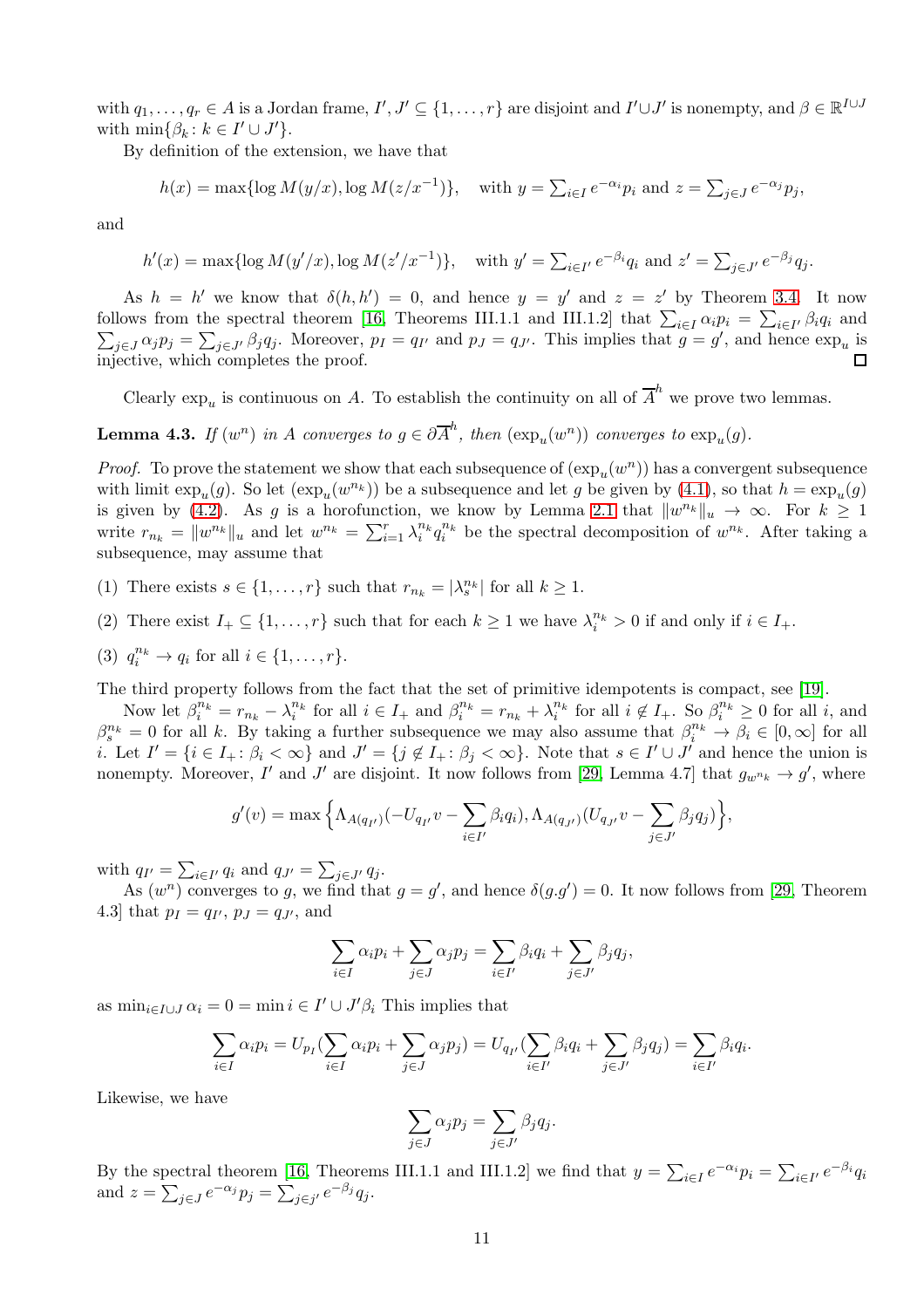with $q_1, \ldots, q_r \in A$ is a Jordan frame, $I', J' \subseteq \{1, \ldots, r\}$ are disjoint and $I' \cup J'$ is nonempty, and $\beta \in \mathbb{R}^{I \cup J}$ with $\min\{\beta_k : k \in I' \cup J'\}$.

By definition of the extension, we have that

$$h(x) = \max\{\log M(y/x), \log M(z/x^{-1})\}, \quad \text{with } y = \textstyle\sum_{i \in I} e^{-\alpha_i} p_i \text{ and } z = \sum_{j \in J} e^{-\alpha_j} p_j,$$

and

$$h'(x) = \max\{\log M(y'/x), \log M(z'/x^{-1})\}, \quad \text{with } y' = \textstyle\sum_{i \in I'} e^{-\beta_i} q_i \text{ and } z' = \sum_{j \in J'} e^{-\beta_j} q_j.$$

As $h = h'$ we know that $\delta(h, h') = 0$, and hence $y = y'$ and $z = z'$ by Theorem 3.4. It now follows from the spectral theorem [16, Theorems III.1.1 and III.1.2] that $\sum_{i \in I} \alpha_i p_i = \sum_{i \in I'} \beta_i q_i$ and $\sum_{j \in J} \alpha_j p_j = \sum_{j \in J'} \beta_j q_j$. Moreover, $p_I = q_{I'}$ and $p_J = q_{J'}$. This implies that $g = g'$, and hence $\exp_u$ is injective, which completes the proof. ◻

Clearly $\exp_u$ is continuous on $A$. To establish the continuity on all of $\overline{A}^h$ we prove two lemmas.

**Lemma 4.3.** *If $(w^n)$ in $A$ converges to $g \in \partial\overline{A}^h$, then $(\exp_u(w^n))$ converges to $\exp_u(g)$.*

*Proof.* To prove the statement we show that each subsequence of $(\exp_u(w^n))$ has a convergent subsequence with limit $\exp_u(g)$. So let $(\exp_u(w^{n_k}))$ be a subsequence and let $g$ be given by (4.1), so that $h = \exp_u(g)$ is given by (4.2). As $g$ is a horofunction, we know by Lemma 2.1 that $\|w^{n_k}\|_u \to \infty$. For $k \geq 1$ write $r_{n_k} = \|w^{n_k}\|_u$ and let $w^{n_k} = \sum_{i=1}^r \lambda_i^{n_k} q_i^{n_k}$ be the spectral decomposition of $w^{n_k}$. After taking a subsequence, may assume that

(1) There exists $s \in \{1, \ldots, r\}$ such that $r_{n_k} = |\lambda_s^{n_k}|$ for all $k \geq 1$.

(2) There exist $I_+ \subseteq \{1, \ldots, r\}$ such that for each $k \geq 1$ we have $\lambda_i^{n_k} > 0$ if and only if $i \in I_+$.

(3) $q_i^{n_k} \to q_i$ for all $i \in \{1, \ldots, r\}$.

The third property follows from the fact that the set of primitive idempotents is compact, see [19].

Now let $\beta_i^{n_k} = r_{n_k} - \lambda_i^{n_k}$ for all $i \in I_+$ and $\beta_i^{n_k} = r_{n_k} + \lambda_i^{n_k}$ for all $i \notin I_+$. So $\beta_i^{n_k} \geq 0$ for all $i$, and $\beta_s^{n_k} = 0$ for all $k$. By taking a further subsequence we may also assume that $\beta_i^{n_k} \to \beta_i \in [0, \infty]$ for all $i$. Let $I' = \{i \in I_+ : \beta_i < \infty\}$ and $J' = \{j \notin I_+ : \beta_j < \infty\}$. Note that $s \in I' \cup J'$ and hence the union is nonempty. Moreover, $I'$ and $J'$ are disjoint. It now follows from [29, Lemma 4.7] that $g_{w^{n_k}} \to g'$, where

$$g'(v) = \max\Big\{\Lambda_{A(q_{I'})}(-U_{q_{I'}} v - \sum_{i \in I'} \beta_i q_i), \Lambda_{A(q_{J'})}(U_{q_{J'}} v - \sum_{j \in J'} \beta_j q_j)\Big\},$$

with $q_{I'} = \sum_{i \in I'} q_i$ and $q_{J'} = \sum_{j \in J'} q_j$.

As $(w^n)$ converges to $g$, we find that $g = g'$, and hence $\delta(g.g') = 0$. It now follows from [29, Theorem 4.3] that $p_I = q_{I'}$, $p_J = q_{J'}$, and

$$\sum_{i \in I} \alpha_i p_i + \sum_{j \in J} \alpha_j p_j = \sum_{i \in I'} \beta_i q_i + \sum_{j \in J'} \beta_j q_j,$$

as $\min_{i \in I \cup J} \alpha_i = 0 = \min i \in I' \cup J' \beta_i$ This implies that

$$\sum_{i \in I} \alpha_i p_i = U_{p_I}(\sum_{i \in I} \alpha_i p_i + \sum_{j \in J} \alpha_j p_j) = U_{q_{I'}}(\sum_{i \in I'} \beta_i q_i + \sum_{j \in J'} \beta_j q_j) = \sum_{i \in I'} \beta_i q_i.$$

Likewise, we have

$$\sum_{j \in J} \alpha_j p_j = \sum_{j \in J'} \beta_j q_j.$$

By the spectral theorem [16, Theorems III.1.1 and III.1.2] we find that $y = \sum_{i \in I} e^{-\alpha_i} p_i = \sum_{i \in I'} e^{-\beta_i} q_i$ and $z = \sum_{j \in J} e^{-\alpha_j} p_j = \sum_{j \in j'} e^{-\beta_j} q_j$.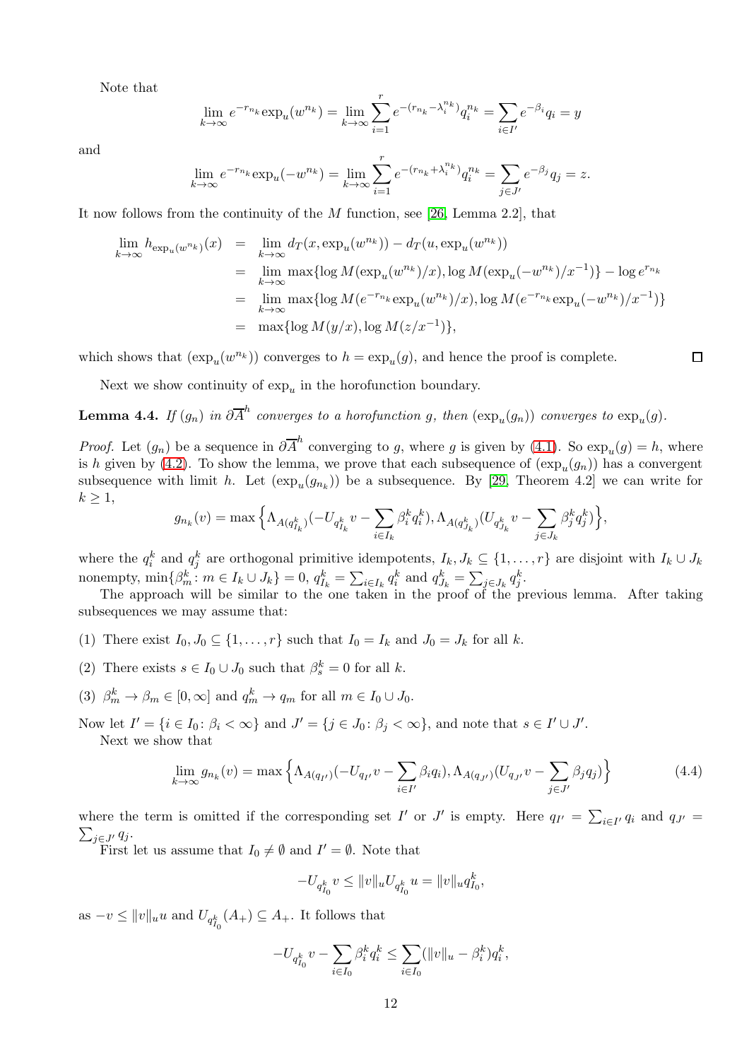Note that

$$\lim_{k\to\infty} e^{-r_{n_k}} \exp_u(w^{n_k}) = \lim_{k\to\infty} \sum_{i=1}^{r} e^{-(r_{n_k}-\lambda_i^{n_k})} q_i^{n_k} = \sum_{i\in I'} e^{-\beta_i} q_i = y$$

and

$$\lim_{k\to\infty} e^{-r_{n_k}} \exp_u(-w^{n_k}) = \lim_{k\to\infty} \sum_{i=1}^{r} e^{-(r_{n_k}+\lambda_i^{n_k})} q_i^{n_k} = \sum_{j\in J'} e^{-\beta_j} q_j = z.$$

It now follows from the continuity of the $M$ function, see [26, Lemma 2.2], that

$$\begin{aligned}
\lim_{k\to\infty} h_{\exp_u(w^{n_k})}(x) &= \lim_{k\to\infty} d_T(x, \exp_u(w^{n_k})) - d_T(u, \exp_u(w^{n_k})) \\
&= \lim_{k\to\infty} \max\{\log M(\exp_u(w^{n_k})/x), \log M(\exp_u(-w^{n_k})/x^{-1})\} - \log e^{r_{n_k}} \\
&= \lim_{k\to\infty} \max\{\log M(e^{-r_{n_k}}\exp_u(w^{n_k})/x), \log M(e^{-r_{n_k}}\exp_u(-w^{n_k})/x^{-1})\} \\
&= \max\{\log M(y/x), \log M(z/x^{-1})\},
\end{aligned}$$

which shows that $(\exp_u(w^{n_k}))$ converges to $h = \exp_u(g)$, and hence the proof is complete. $\square$

Next we show continuity of $\exp_u$ in the horofunction boundary.

**Lemma 4.4.** *If $(g_n)$ in $\partial\overline{A}^h$ converges to a horofunction $g$, then $(\exp_u(g_n))$ converges to $\exp_u(g)$.*

*Proof.* Let $(g_n)$ be a sequence in $\partial\overline{A}^h$ converging to $g$, where $g$ is given by (4.1). So $\exp_u(g) = h$, where is $h$ given by (4.2). To show the lemma, we prove that each subsequence of $(\exp_u(g_n))$ has a convergent subsequence with limit $h$. Let $(\exp_u(g_{n_k}))$ be a subsequence. By [29, Theorem 4.2] we can write for $k \geq 1$,

$$g_{n_k}(v) = \max\Big\{\Lambda_{A(q^k_{I_k})}(-U_{q^k_{I_k}} v - \sum_{i\in I_k} \beta_i^k q_i^k), \Lambda_{A(q^k_{J_k})}(U_{q^k_{J_k}} v - \sum_{j\in J_k} \beta_j^k q_j^k)\Big\},$$

where the $q_i^k$ and $q_j^k$ are orthogonal primitive idempotents, $I_k, J_k \subseteq \{1,\ldots,r\}$ are disjoint with $I_k \cup J_k$ nonempty, $\min\{\beta_m^k \colon m \in I_k \cup J_k\} = 0$, $q^k_{I_k} = \sum_{i\in I_k} q_i^k$ and $q^k_{J_k} = \sum_{j\in J_k} q_j^k$.

The approach will be similar to the one taken in the proof of the previous lemma. After taking subsequences we may assume that:

(1) There exist $I_0, J_0 \subseteq \{1,\ldots,r\}$ such that $I_0 = I_k$ and $J_0 = J_k$ for all $k$.

(2) There exists $s \in I_0 \cup J_0$ such that $\beta_s^k = 0$ for all $k$.

(3) $\beta_m^k \to \beta_m \in [0,\infty]$ and $q_m^k \to q_m$ for all $m \in I_0 \cup J_0$.

Now let $I' = \{i \in I_0 \colon \beta_i < \infty\}$ and $J' = \{j \in J_0 \colon \beta_j < \infty\}$, and note that $s \in I' \cup J'$.

Next we show that

$$\lim_{k\to\infty} g_{n_k}(v) = \max\Big\{\Lambda_{A(q_{I'})}(-U_{q_{I'}} v - \sum_{i\in I'} \beta_i q_i), \Lambda_{A(q_{J'})}(U_{q_{J'}} v - \sum_{j\in J'} \beta_j q_j)\Big\} \tag{4.4}$$

where the term is omitted if the corresponding set $I'$ or $J'$ is empty. Here $q_{I'} = \sum_{i\in I'} q_i$ and $q_{J'} = \sum_{j\in J'} q_j$.

First let us assume that $I_0 \neq \emptyset$ and $I' = \emptyset$. Note that

$$-U_{q^k_{I_0}} v \leq \|v\|_u U_{q^k_{I_0}} u = \|v\|_u q^k_{I_0},$$

as $-v \leq \|v\|_u u$ and $U_{q^k_{I_0}}(A_+) \subseteq A_+$. It follows that

$$-U_{q^k_{I_0}} v - \sum_{i\in I_0} \beta_i^k q_i^k \leq \sum_{i\in I_0} (\|v\|_u - \beta_i^k) q_i^k,$$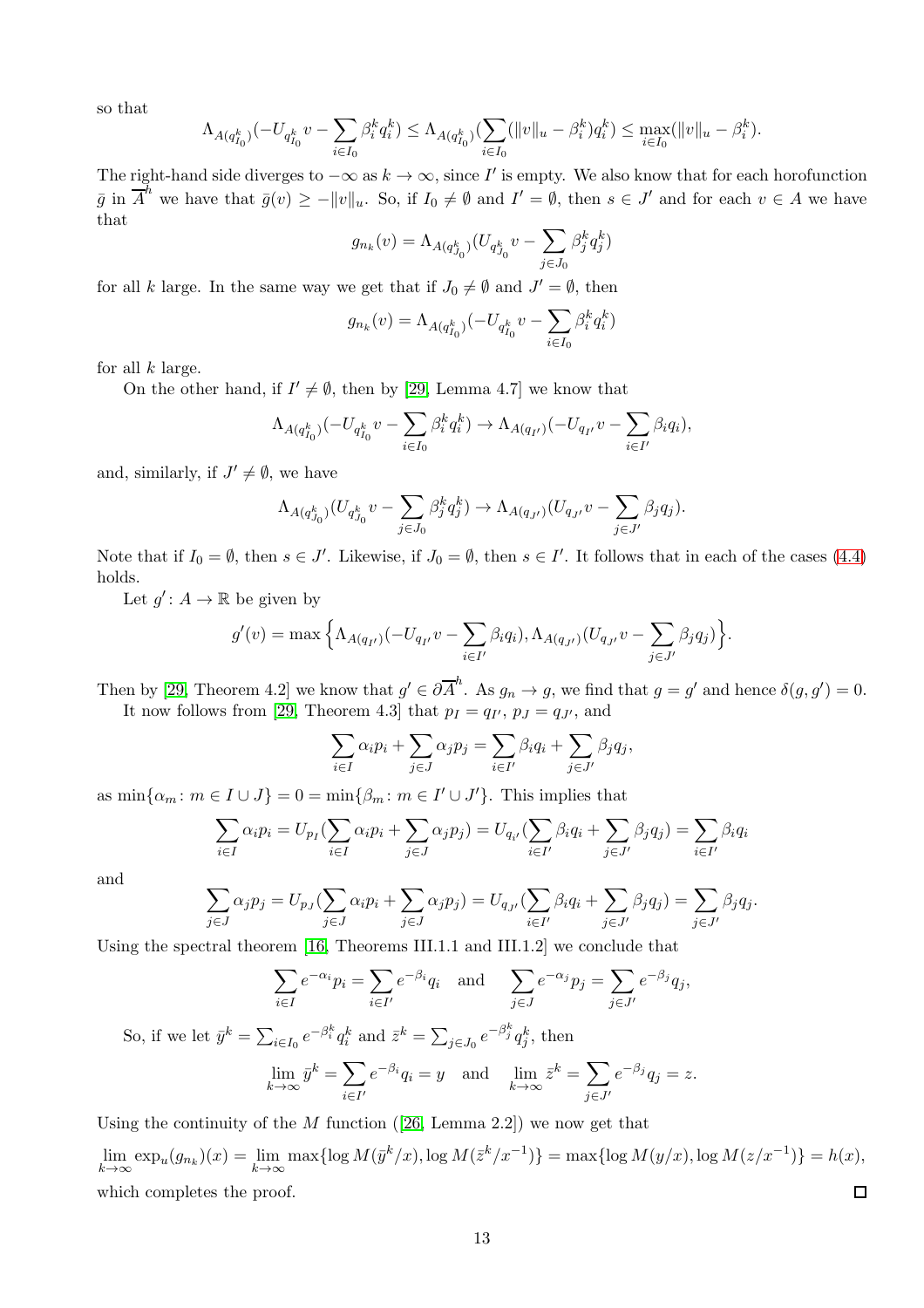so that

$$\Lambda_{A(q^k_{I_0})}(-U_{q^k_{I_0}} v - \sum_{i\in I_0} \beta^k_i q^k_i) \leq \Lambda_{A(q^k_{I_0})}(\sum_{i\in I_0}(\|v\|_u - \beta^k_i) q^k_i) \leq \max_{i\in I_0}(\|v\|_u - \beta^k_i).$$

The right-hand side diverges to $-\infty$ as $k\to\infty$, since $I'$ is empty. We also know that for each horofunction $\bar{g}$ in $\overline{A}^h$ we have that $\bar{g}(v) \geq -\|v\|_u$. So, if $I_0 \neq \emptyset$ and $I' = \emptyset$, then $s \in J'$ and for each $v \in A$ we have that

$$g_{n_k}(v) = \Lambda_{A(q^k_{J_0})}(U_{q^k_{J_0}} v - \sum_{j\in J_0} \beta^k_j q^k_j)$$

for all $k$ large. In the same way we get that if $J_0 \neq \emptyset$ and $J' = \emptyset$, then

$$g_{n_k}(v) = \Lambda_{A(q^k_{I_0})}(-U_{q^k_{I_0}} v - \sum_{i\in I_0} \beta^k_i q^k_i)$$

for all $k$ large.

On the other hand, if $I' \neq \emptyset$, then by [29, Lemma 4.7] we know that

$$\Lambda_{A(q^k_{I_0})}(-U_{q^k_{I_0}} v - \sum_{i\in I_0} \beta^k_i q^k_i) \to \Lambda_{A(q_{I'})}(-U_{q_{I'}} v - \sum_{i\in I'} \beta_i q_i),$$

and, similarly, if $J' \neq \emptyset$, we have

$$\Lambda_{A(q^k_{J_0})}(U_{q^k_{J_0}} v - \sum_{j\in J_0} \beta^k_j q^k_j) \to \Lambda_{A(q_{J'})}(U_{q_{J'}} v - \sum_{j\in J'} \beta_j q_j).$$

Note that if $I_0 = \emptyset$, then $s \in J'$. Likewise, if $J_0 = \emptyset$, then $s \in I'$. It follows that in each of the cases (4.4) holds.

Let $g'\colon A\to\mathbb{R}$ be given by

$$g'(v) = \max\Big\{\Lambda_{A(q_{I'})}(-U_{q_{I'}} v - \sum_{i\in I'} \beta_i q_i), \Lambda_{A(q_{J'})}(U_{q_{J'}} v - \sum_{j\in J'} \beta_j q_j)\Big\}.$$

Then by [29, Theorem 4.2] we know that $g' \in \partial\overline{A}^h$. As $g_n \to g$, we find that $g = g'$ and hence $\delta(g, g') = 0$.

It now follows from [29, Theorem 4.3] that $p_I = q_{I'}$, $p_J = q_{J'}$, and

$$\sum_{i\in I} \alpha_i p_i + \sum_{j\in J} \alpha_j p_j = \sum_{i\in I'} \beta_i q_i + \sum_{j\in J'} \beta_j q_j,$$

as $\min\{\alpha_m \colon m \in I\cup J\} = 0 = \min\{\beta_m \colon m \in I'\cup J'\}$. This implies that

$$\sum_{i\in I} \alpha_i p_i = U_{p_I}(\sum_{i\in I} \alpha_i p_i + \sum_{j\in J} \alpha_j p_j) = U_{q_{I'}}(\sum_{i\in I'} \beta_i q_i + \sum_{j\in J'} \beta_j q_j) = \sum_{i\in I'} \beta_i q_i$$

and

$$\sum_{j\in J} \alpha_j p_j = U_{p_J}(\sum_{j\in J} \alpha_i p_i + \sum_{j\in J} \alpha_j p_j) = U_{q_{J'}}(\sum_{i\in I'} \beta_i q_i + \sum_{j\in J'} \beta_j q_j) = \sum_{j\in J'} \beta_j q_j.$$

Using the spectral theorem [16, Theorems III.1.1 and III.1.2] we conclude that

$$\sum_{i\in I} e^{-\alpha_i} p_i = \sum_{i\in I'} e^{-\beta_i} q_i \quad\text{and}\quad \sum_{j\in J} e^{-\alpha_j} p_j = \sum_{j\in J'} e^{-\beta_j} q_j,$$

So, if we let $\bar{y}^k = \sum_{i\in I_0} e^{-\beta^k_i} q^k_i$ and $\bar{z}^k = \sum_{j\in J_0} e^{-\beta^k_j} q^k_j$, then

$$\lim_{k\to\infty} \bar{y}^k = \sum_{i\in I'} e^{-\beta_i} q_i = y \quad\text{and}\quad \lim_{k\to\infty} \bar{z}^k = \sum_{j\in J'} e^{-\beta_j} q_j = z.$$

Using the continuity of the $M$ function ([26, Lemma 2.2]) we now get that

$$\lim_{k\to\infty} \exp_u(g_{n_k})(x) = \lim_{k\to\infty} \max\{\log M(\bar{y}^k/x), \log M(\bar{z}^k/x^{-1})\} = \max\{\log M(y/x), \log M(z/x^{-1})\} = h(x),$$

which completes the proof. $\square$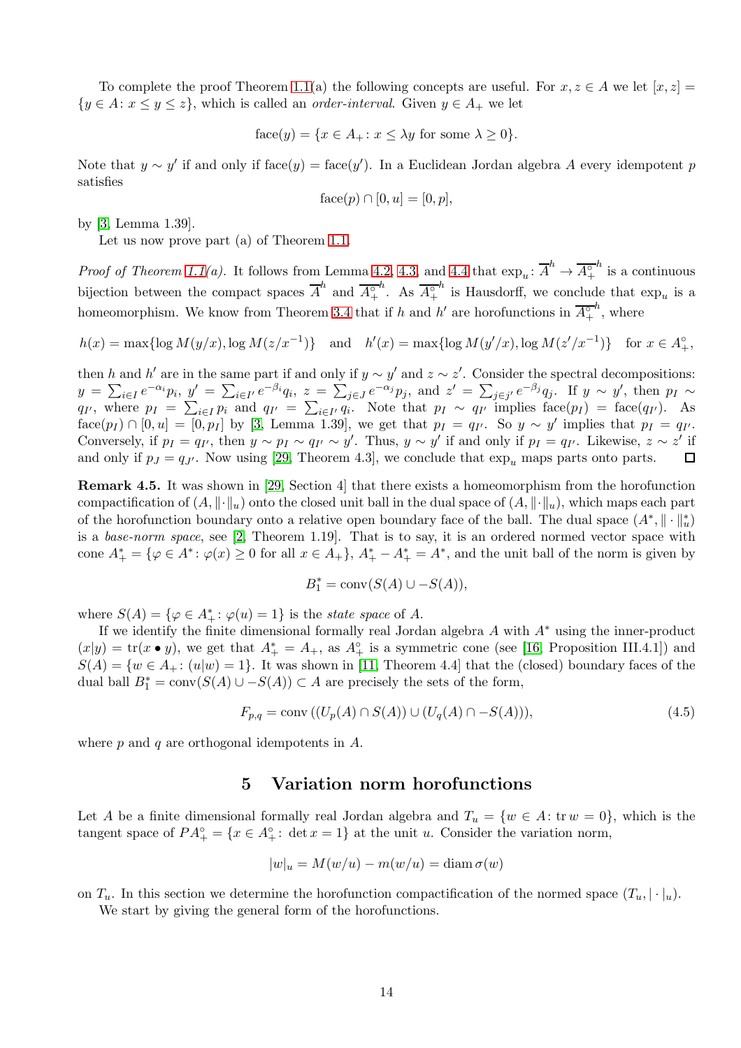To complete the proof Theorem 1.1(a) the following concepts are useful. For $x, z \in A$ we let $[x,z] = \{y \in A \colon x \leq y \leq z\}$, which is called an *order-interval*. Given $y \in A_+$ we let

$$\operatorname{face}(y) = \{x \in A_+ \colon x \leq \lambda y \text{ for some } \lambda \geq 0\}.$$

Note that $y \sim y'$ if and only if $\operatorname{face}(y) = \operatorname{face}(y')$. In a Euclidean Jordan algebra $A$ every idempotent $p$ satisfies

$$\operatorname{face}(p) \cap [0,u] = [0,p],$$

by [3, Lemma 1.39].

Let us now prove part (a) of Theorem 1.1.

*Proof of Theorem 1.1(a).* It follows from Lemma 4.2, 4.3, and 4.4 that $\exp_u \colon \overline{A}^h \to \overline{A_+^\circ}^h$ is a continuous bijection between the compact spaces $\overline{A}^h$ and $\overline{A_+^\circ}^h$. As $\overline{A_+^\circ}^h$ is Hausdorff, we conclude that $\exp_u$ is a homeomorphism. We know from Theorem 3.4 that if $h$ and $h'$ are horofunctions in $\overline{A_+^\circ}^h$, where

$$h(x) = \max\{\log M(y/x), \log M(z/x^{-1})\} \quad \text{and} \quad h'(x) = \max\{\log M(y'/x), \log M(z'/x^{-1})\} \quad \text{for } x \in A_+^\circ,$$

then $h$ and $h'$ are in the same part if and only if $y \sim y'$ and $z \sim z'$. Consider the spectral decompositions: $y = \sum_{i\in I} e^{-\alpha_i} p_i$, $y' = \sum_{i \in I'} e^{-\beta_i} q_i$, $z = \sum_{j\in J} e^{-\alpha_j} p_j$, and $z' = \sum_{j\in J'} e^{-\beta_j} q_j$. If $y \sim y'$, then $p_I \sim q_{I'}$, where $p_I = \sum_{i\in I} p_i$ and $q_{I'} = \sum_{i \in I'} q_i$. Note that $p_I \sim q_{I'}$ implies $\operatorname{face}(p_I) = \operatorname{face}(q_{I'})$. As $\operatorname{face}(p_I) \cap [0,u] = [0,p_I]$ by [3, Lemma 1.39], we get that $p_I = q_{I'}$. So $y \sim y'$ implies that $p_I = q_{I'}$. Conversely, if $p_I = q_{I'}$, then $y \sim p_I \sim q_{I'} \sim y'$. Thus, $y \sim y'$ if and only if $p_I = q_{I'}$. Likewise, $z \sim z'$ if and only if $p_J = q_{J'}$. Now using [29, Theorem 4.3], we conclude that $\exp_u$ maps parts onto parts. $\square$

**Remark 4.5.** It was shown in [29, Section 4] that there exists a homeomorphism from the horofunction compactification of $(A, \|\cdot\|_u)$ onto the closed unit ball in the dual space of $(A, \|\cdot\|_u)$, which maps each part of the horofunction boundary onto a relative open boundary face of the ball. The dual space $(A^*, \|\cdot\|_u^*)$ is a *base-norm space*, see [2, Theorem 1.19]. That is to say, it is an ordered normed vector space with cone $A_+^* = \{\varphi \in A^* \colon \varphi(x) \geq 0 \text{ for all } x \in A_+\}$, $A_+^* - A_+^* = A^*$, and the unit ball of the norm is given by

$$B_1^* = \operatorname{conv}(S(A) \cup -S(A)),$$

where $S(A) = \{\varphi \in A_+^* \colon \varphi(u) = 1\}$ is the *state space* of $A$.

If we identify the finite dimensional formally real Jordan algebra $A$ with $A^*$ using the inner-product $(x|y) = \operatorname{tr}(x \bullet y)$, we get that $A_+^* = A_+$, as $A_+^\circ$ is a symmetric cone (see [16, Proposition III.4.1]) and $S(A) = \{w \in A_+ \colon (u|w) = 1\}$. It was shown in [11, Theorem 4.4] that the (closed) boundary faces of the dual ball $B_1^* = \operatorname{conv}(S(A) \cup -S(A)) \subset A$ are precisely the sets of the form,

$$F_{p,q} = \operatorname{conv}\left((U_p(A) \cap S(A)) \cup (U_q(A) \cap -S(A))\right), \tag{4.5}$$

where $p$ and $q$ are orthogonal idempotents in $A$.

# 5 Variation norm horofunctions

Let $A$ be a finite dimensional formally real Jordan algebra and $T_u = \{w \in A \colon \operatorname{tr} w = 0\}$, which is the tangent space of $PA_+^\circ = \{x \in A_+^\circ \colon \det x = 1\}$ at the unit $u$. Consider the variation norm,

$$|w|_u = M(w/u) - m(w/u) = \operatorname{diam} \sigma(w)$$

on $T_u$. In this section we determine the horofunction compactification of the normed space $(T_u, |\cdot|_u)$.

We start by giving the general form of the horofunctions.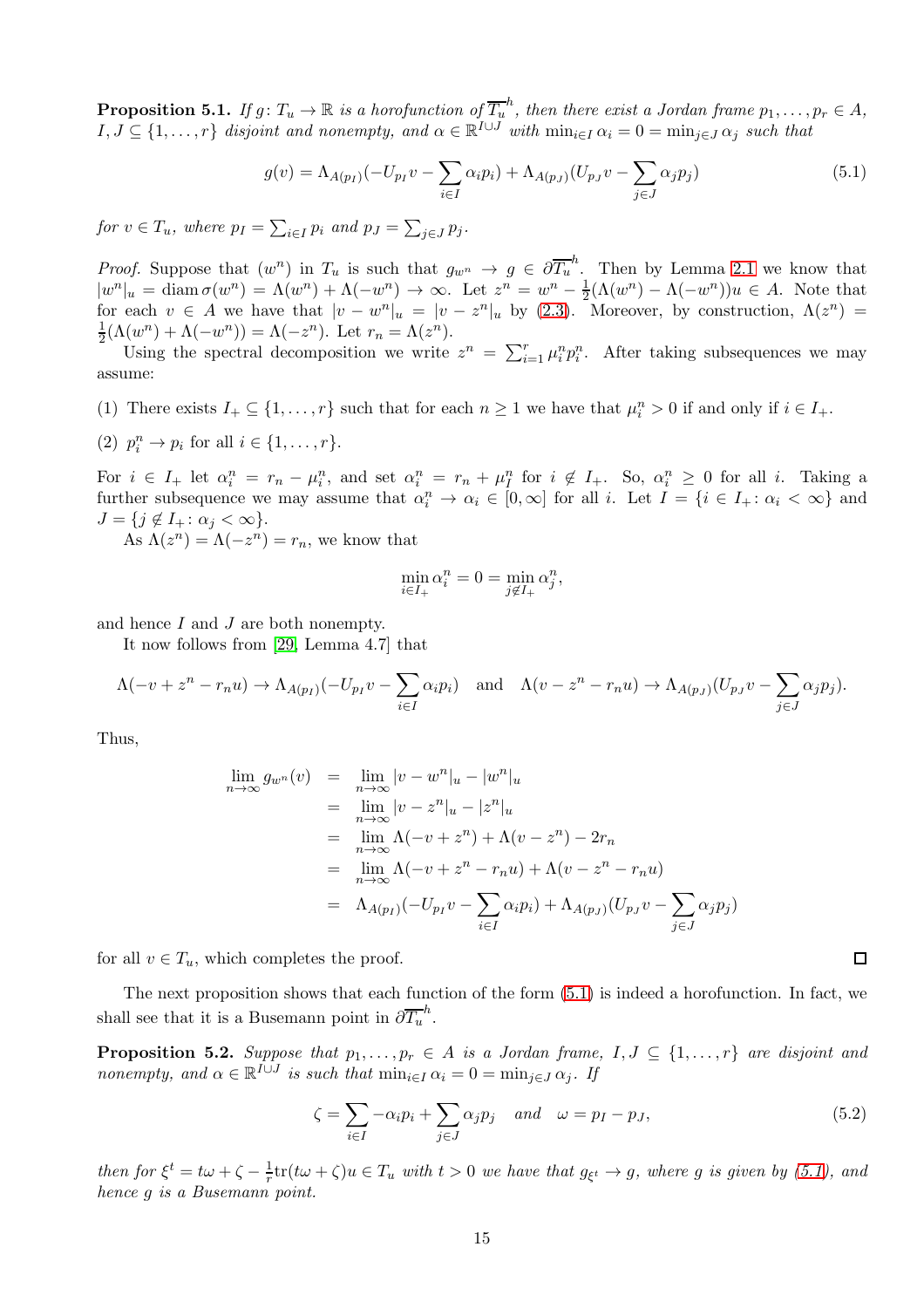**Proposition 5.1.** *If $g\colon T_u \to \mathbb{R}$ is a horofunction of $\overline{T_u}^h$, then there exist a Jordan frame $p_1,\ldots,p_r \in A$, $I, J \subseteq \{1,\ldots,r\}$ disjoint and nonempty, and $\alpha \in \mathbb{R}^{I\cup J}$ with $\min_{i\in I}\alpha_i = 0 = \min_{j\in J}\alpha_j$ such that*

$$g(v) = \Lambda_{A(p_I)}(-U_{p_I}v - \sum_{i\in I}\alpha_i p_i) + \Lambda_{A(p_J)}(U_{p_J}v - \sum_{j\in J}\alpha_j p_j) \tag{5.1}$$

*for $v \in T_u$, where $p_I = \sum_{i\in I} p_i$ and $p_J = \sum_{j\in J} p_j$.*

*Proof.* Suppose that $(w^n)$ in $T_u$ is such that $g_{w^n} \to g \in \partial\overline{T_u}^h$. Then by Lemma 2.1 we know that $|w^n|_u = \operatorname{diam}\sigma(w^n) = \Lambda(w^n) + \Lambda(-w^n)) \to \infty$. Let $z^n = w^n - \frac{1}{2}(\Lambda(w^n) - \Lambda(-w^n))u \in A$. Note that for each $v \in A$ we have that $|v - w^n|_u = |v - z^n|_u$ by (2.3). Moreover, by construction, $\Lambda(z^n) = \frac{1}{2}(\Lambda(w^n) + \Lambda(-w^n)) = \Lambda(-z^n)$. Let $r_n = \Lambda(z^n)$.

Using the spectral decomposition we write $z^n = \sum_{i=1}^r \mu_i^n p_i^n$. After taking subsequences we may assume:

(1) There exists $I_+ \subseteq \{1,\ldots,r\}$ such that for each $n \geq 1$ we have that $\mu_i^n > 0$ if and only if $i \in I_+$.

(2) $p_i^n \to p_i$ for all $i \in \{1,\ldots,r\}$.

For $i \in I_+$ let $\alpha_i^n = r_n - \mu_i^n$, and set $\alpha_i^n = r_n + \mu_I^n$ for $i \notin I_+$. So, $\alpha_i^n \geq 0$ for all $i$. Taking a further subsequence we may assume that $\alpha_i^n \to \alpha_i \in [0,\infty]$ for all $i$. Let $I = \{i \in I_+ : \alpha_i < \infty\}$ and $J = \{j \notin I_+ : \alpha_j < \infty\}$.

As $\Lambda(z^n) = \Lambda(-z^n) = r_n$, we know that

$$\min_{i\in I_+}\alpha_i^n = 0 = \min_{j\notin I_+}\alpha_j^n,$$

and hence $I$ and $J$ are both nonempty.

It now follows from [29, Lemma 4.7] that

$$\Lambda(-v + z^n - r_n u) \to \Lambda_{A(p_I)}(-U_{p_I}v - \sum_{i\in I}\alpha_i p_i) \quad\text{and}\quad \Lambda(v - z^n - r_n u) \to \Lambda_{A(p_J)}(U_{p_J}v - \sum_{j\in J}\alpha_j p_j).$$

Thus,

$$\begin{aligned}
\lim_{n\to\infty} g_{w^n}(v) &= \lim_{n\to\infty} |v - w^n|_u - |w^n|_u \\
&= \lim_{n\to\infty} |v - z^n|_u - |z^n|_u \\
&= \lim_{n\to\infty} \Lambda(-v + z^n) + \Lambda(v - z^n) - 2r_n \\
&= \lim_{n\to\infty} \Lambda(-v + z^n - r_n u) + \Lambda(v - z^n - r_n u) \\
&= \Lambda_{A(p_I)}(-U_{p_I}v - \sum_{i\in I}\alpha_i p_i) + \Lambda_{A(p_J)}(U_{p_J}v - \sum_{j\in J}\alpha_j p_j)
\end{aligned}$$

for all $v \in T_u$, which completes the proof. $\square$

The next proposition shows that each function of the form (5.1) is indeed a horofunction. In fact, we shall see that it is a Busemann point in $\partial\overline{T_u}^h$.

**Proposition 5.2.** *Suppose that $p_1,\ldots,p_r \in A$ is a Jordan frame, $I, J \subseteq \{1,\ldots,r\}$ are disjoint and nonempty, and $\alpha \in \mathbb{R}^{I\cup J}$ is such that $\min_{i\in I}\alpha_i = 0 = \min_{j\in J}\alpha_j$. If*

$$\zeta = \sum_{i\in I} -\alpha_i p_i + \sum_{j\in J}\alpha_j p_j \quad\text{and}\quad \omega = p_I - p_J, \tag{5.2}$$

*then for $\xi^t = t\omega + \zeta - \frac{1}{r}\operatorname{tr}(t\omega + \zeta)u \in T_u$ with $t > 0$ we have that $g_{\xi^t} \to g$, where $g$ is given by (5.1), and hence $g$ is a Busemann point.*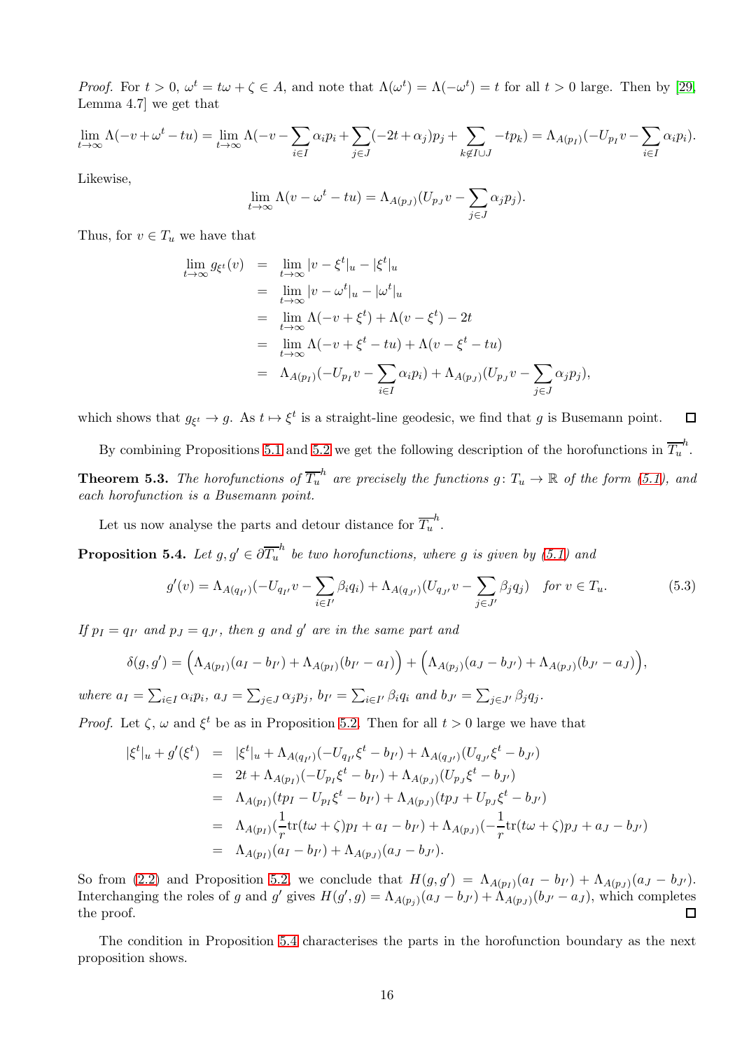*Proof.* For $t > 0$, $\omega^t = t\omega + \zeta \in A$, and note that $\Lambda(\omega^t) = \Lambda(-\omega^t) = t$ for all $t > 0$ large. Then by [29, Lemma 4.7] we get that

$$\lim_{t\to\infty} \Lambda(-v+\omega^t - tu) = \lim_{t\to\infty} \Lambda(-v - \sum_{i\in I}\alpha_i p_i + \sum_{j\in J}(-2t+\alpha_j)p_j + \sum_{k\notin I\cup J} -tp_k) = \Lambda_{A(p_I)}(-U_{p_I}v - \sum_{i\in I}\alpha_i p_i).$$

Likewise,

$$\lim_{t\to\infty} \Lambda(v - \omega^t - tu) = \Lambda_{A(p_J)}(U_{p_J}v - \sum_{j\in J}\alpha_j p_j).$$

Thus, for $v \in T_u$ we have that

$$\begin{aligned}
\lim_{t\to\infty} g_{\xi^t}(v) &= \lim_{t\to\infty} |v - \xi^t|_u - |\xi^t|_u \\
&= \lim_{t\to\infty} |v - \omega^t|_u - |\omega^t|_u \\
&= \lim_{t\to\infty} \Lambda(-v + \xi^t) + \Lambda(v - \xi^t) - 2t \\
&= \lim_{t\to\infty} \Lambda(-v + \xi^t - tu) + \Lambda(v - \xi^t - tu) \\
&= \Lambda_{A(p_I)}(-U_{p_I}v - \sum_{i\in I}\alpha_i p_i) + \Lambda_{A(p_J)}(U_{p_J}v - \sum_{j\in J}\alpha_j p_j),
\end{aligned}$$

which shows that $g_{\xi^t} \to g$. As $t \mapsto \xi^t$ is a straight-line geodesic, we find that $g$ is Busemann point. $\square$

By combining Propositions 5.1 and 5.2 we get the following description of the horofunctions in $\overline{T_u}^h$.

**Theorem 5.3.** *The horofunctions of $\overline{T_u}^h$ are precisely the functions $g\colon T_u \to \mathbb{R}$ of the form (5.1), and each horofunction is a Busemann point.*

Let us now analyse the parts and detour distance for $\overline{T_u}^h$.

**Proposition 5.4.** *Let $g, g' \in \partial\overline{T_u}^h$ be two horofunctions, where $g$ is given by (5.1) and*

$$g'(v) = \Lambda_{A(q_{I'})}(-U_{q_{I'}}v - \sum_{i\in I'}\beta_i q_i) + \Lambda_{A(q_{J'})}(U_{q_{J'}}v - \sum_{j\in J'}\beta_j q_j) \quad \text{for } v \in T_u. \tag{5.3}$$

*If $p_I = q_{I'}$ and $p_J = q_{J'}$, then $g$ and $g'$ are in the same part and*

$$\delta(g,g') = \Big(\Lambda_{A(p_I)}(a_I - b_{I'}) + \Lambda_{A(p_I)}(b_{I'} - a_I)\Big) + \Big(\Lambda_{A(p_j)}(a_J - b_{J'}) + \Lambda_{A(p_J)}(b_{J'} - a_J)\Big),$$

*where $a_I = \sum_{i\in I}\alpha_i p_i$, $a_J = \sum_{j\in J}\alpha_j p_j$, $b_{I'} = \sum_{i\in I'}\beta_i q_i$ and $b_{J'} = \sum_{j\in J'}\beta_j q_j$.*

*Proof.* Let $\zeta$, $\omega$ and $\xi^t$ be as in Proposition 5.2. Then for all $t > 0$ large we have that

$$\begin{aligned}
|\xi^t|_u + g'(\xi^t) &= |\xi^t|_u + \Lambda_{A(q_{I'})}(-U_{q_{I'}}\xi^t - b_{I'}) + \Lambda_{A(q_{J'})}(U_{q_{J'}}\xi^t - b_{J'}) \\
&= 2t + \Lambda_{A(p_I)}(-U_{p_I}\xi^t - b_{I'}) + \Lambda_{A(p_J)}(U_{p_J}\xi^t - b_{J'}) \\
&= \Lambda_{A(p_I)}(tp_I - U_{p_I}\xi^t - b_{I'}) + \Lambda_{A(p_J)}(tp_J + U_{p_J}\xi^t - b_{J'}) \\
&= \Lambda_{A(p_I)}(\frac{1}{r}\mathrm{tr}(t\omega + \zeta)p_I + a_I - b_{I'}) + \Lambda_{A(p_J)}(-\frac{1}{r}\mathrm{tr}(t\omega + \zeta)p_J + a_J - b_{J'}) \\
&= \Lambda_{A(p_I)}(a_I - b_{I'}) + \Lambda_{A(p_J)}(a_J - b_{J'}).
\end{aligned}$$

So from (2.2) and Proposition 5.2, we conclude that $H(g,g') = \Lambda_{A(p_I)}(a_I - b_{I'}) + \Lambda_{A(p_J)}(a_J - b_{J'})$. Interchanging the roles of $g$ and $g'$ gives $H(g',g) = \Lambda_{A(p_j)}(a_J - b_{J'}) + \Lambda_{A(p_J)}(b_{J'} - a_J)$, which completes the proof. $\square$

The condition in Proposition 5.4 characterises the parts in the horofunction boundary as the next proposition shows.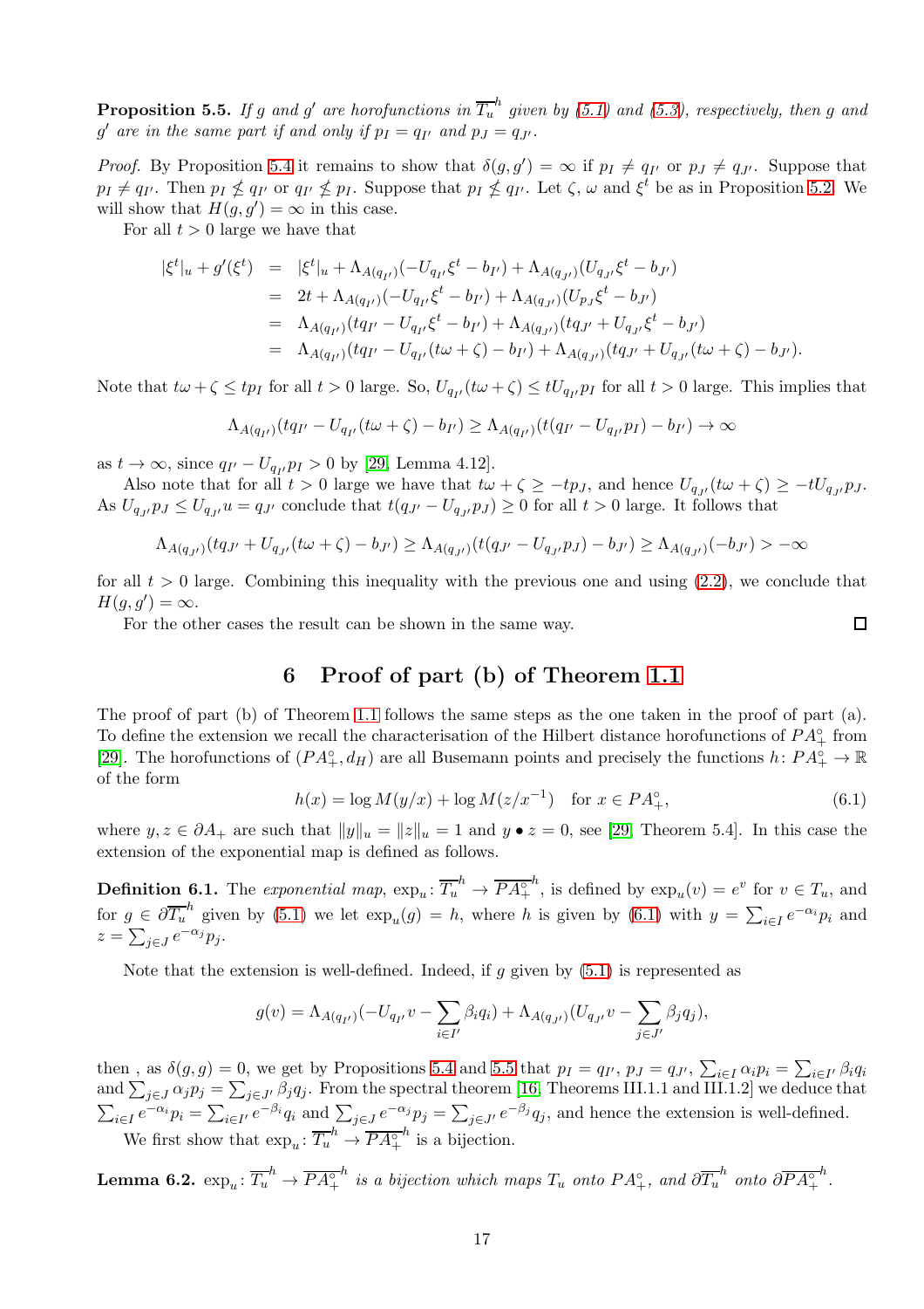**Proposition 5.5.** *If $g$ and $g'$ are horofunctions in $\overline{T_u}^h$ given by (5.1) and (5.3), respectively, then $g$ and $g'$ are in the same part if and only if $p_I = q_{I'}$ and $p_J = q_{J'}$.*

*Proof.* By Proposition 5.4 it remains to show that $\delta(g, g') = \infty$ if $p_I \neq q_{I'}$ or $p_J \neq q_{J'}$. Suppose that $p_I \neq q_{I'}$. Then $p_I \not\leq q_{I'}$ or $q_{I'} \not\leq p_I$. Suppose that $p_I \not\leq q_{I'}$. Let $\zeta$, $\omega$ and $\xi^t$ be as in Proposition 5.2. We will show that $H(g, g') = \infty$ in this case.

For all $t > 0$ large we have that

$$
\begin{aligned}
|\xi^t|_u + g'(\xi^t) &= |\xi^t|_u + \Lambda_{A(q_{I'})}(-U_{q_{I'}}\xi^t - b_{I'}) + \Lambda_{A(q_{J'})}(U_{q_{J'}}\xi^t - b_{J'}) \\
&= 2t + \Lambda_{A(q_{I'})}(-U_{q_{I'}}\xi^t - b_{I'}) + \Lambda_{A(q_{J'})}(U_{p_J}\xi^t - b_{J'}) \\
&= \Lambda_{A(q_{I'})}(tq_{I'} - U_{q_{I'}}\xi^t - b_{I'}) + \Lambda_{A(q_{J'})}(tq_{J'} + U_{q_{J'}}\xi^t - b_{J'}) \\
&= \Lambda_{A(q_{I'})}(tq_{I'} - U_{q_{I'}}(t\omega + \zeta) - b_{I'}) + \Lambda_{A(q_{J'})}(tq_{J'} + U_{q_{J'}}(t\omega + \zeta) - b_{J'}).
\end{aligned}
$$

Note that $t\omega + \zeta \leq tp_I$ for all $t > 0$ large. So, $U_{q_{I'}}(t\omega + \zeta) \leq tU_{q_{I'}}p_I$ for all $t > 0$ large. This implies that

$$
\Lambda_{A(q_{I'})}(tq_{I'} - U_{q_{I'}}(t\omega + \zeta) - b_{I'}) \geq \Lambda_{A(q_{I'})}(t(q_{I'} - U_{q_{I'}}p_I) - b_{I'}) \to \infty
$$

as $t \to \infty$, since $q_{I'} - U_{q_{I'}}p_I > 0$ by [29, Lemma 4.12].

Also note that for all $t > 0$ large we have that $t\omega + \zeta \geq -tp_J$, and hence $U_{q_{J'}}(t\omega + \zeta) \geq -tU_{q_{J'}}p_J$. As $U_{q_{J'}}p_J \leq U_{q_{J'}}u = q_{J'}$ conclude that $t(q_{J'} - U_{q_{J'}}p_J) \geq 0$ for all $t > 0$ large. It follows that

$$
\Lambda_{A(q_{J'})}(tq_{J'} + U_{q_{J'}}(t\omega + \zeta) - b_{J'}) \geq \Lambda_{A(q_{J'})}(t(q_{J'} - U_{q_{J'}}p_J) - b_{J'}) \geq \Lambda_{A(q_{J'})}(-b_{J'}) > -\infty
$$

for all $t > 0$ large. Combining this inequality with the previous one and using (2.2), we conclude that $H(g, g') = \infty$.

For the other cases the result can be shown in the same way. $\square$

## 6 Proof of part (b) of Theorem 1.1

The proof of part (b) of Theorem 1.1 follows the same steps as the one taken in the proof of part (a). To define the extension we recall the characterisation of the Hilbert distance horofunctions of $PA_+^\circ$ from [29]. The horofunctions of $(PA_+^\circ, d_H)$ are all Busemann points and precisely the functions $h\colon PA_+^\circ \to \mathbb{R}$ of the form

$$
h(x) = \log M(y/x) + \log M(z/x^{-1}) \quad \text{for } x \in PA_+^\circ, \tag{6.1}
$$

where $y, z \in \partial A_+$ are such that $\|y\|_u = \|z\|_u = 1$ and $y \bullet z = 0$, see [29, Theorem 5.4]. In this case the extension of the exponential map is defined as follows.

**Definition 6.1.** The *exponential map*, $\exp_u\colon \overline{T_u}^h \to \overline{PA_+^\circ}^h$, is defined by $\exp_u(v) = e^v$ for $v \in T_u$, and for $g \in \partial\overline{T_u}^h$ given by (5.1) we let $\exp_u(g) = h$, where $h$ is given by (6.1) with $y = \sum_{i\in I} e^{-\alpha_i} p_i$ and $z = \sum_{j\in J} e^{-\alpha_j} p_j$.

Note that the extension is well-defined. Indeed, if $g$ given by (5.1) is represented as

$$
g(v) = \Lambda_{A(q_{I'})}(-U_{q_{I'}}v - \sum_{i\in I'} \beta_i q_i) + \Lambda_{A(q_{J'})}(U_{q_{J'}}v - \sum_{j\in J'} \beta_j q_j),
$$

then , as $\delta(g, g) = 0$, we get by Propositions 5.4 and 5.5 that $p_I = q_{I'}$, $p_J = q_{J'}$, $\sum_{i\in I} \alpha_i p_i = \sum_{i\in I'} \beta_i q_i$ and $\sum_{j\in J} \alpha_j p_j = \sum_{j\in J'} \beta_j q_j$. From the spectral theorem [16, Theorems III.1.1 and III.1.2] we deduce that $\sum_{i\in I} e^{-\alpha_i} p_i = \sum_{i\in I'} e^{-\beta_i} q_i$ and $\sum_{j\in J} e^{-\alpha_j} p_j = \sum_{j\in J'} e^{-\beta_j} q_j$, and hence the extension is well-defined.

We first show that $\exp_u\colon \overline{T_u}^h \to \overline{PA_+^\circ}^h$ is a bijection.

**Lemma 6.2.** $\exp_u\colon \overline{T_u}^h \to \overline{PA_+^\circ}^h$ *is a bijection which maps $T_u$ onto $PA_+^\circ$, and $\partial\overline{T_u}^h$ onto $\partial\overline{PA_+^\circ}^h$.*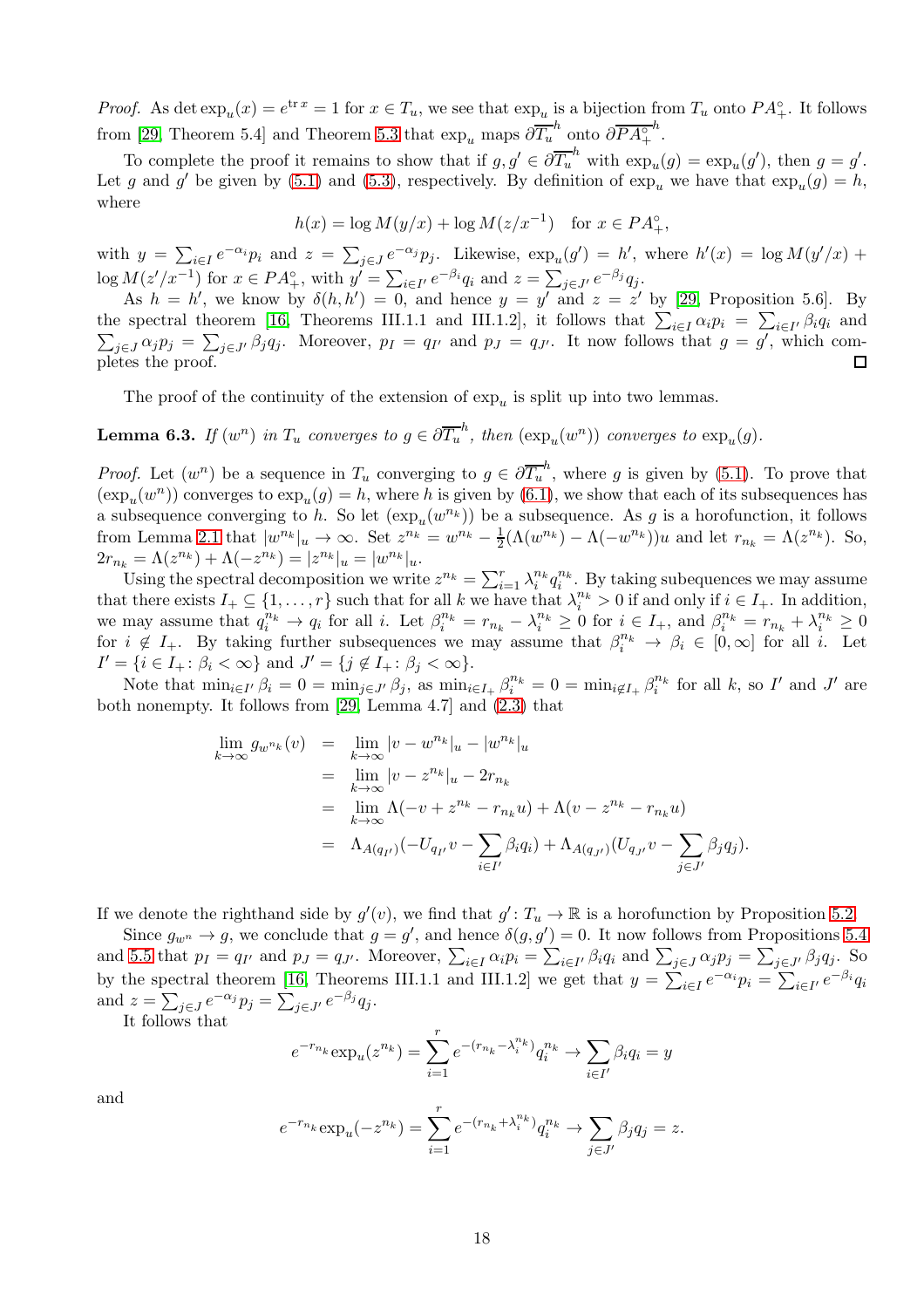*Proof.* As $\det \exp_u(x) = e^{\mathrm{tr}\, x} = 1$ for $x \in T_u$, we see that $\exp_u$ is a bijection from $T_u$ onto $PA_+^\circ$. It follows from [29, Theorem 5.4] and Theorem 5.3 that $\exp_u$ maps $\partial \overline{T_u}^h$ onto $\partial \overline{PA_+^\circ}^h$.

To complete the proof it remains to show that if $g, g' \in \partial \overline{T_u}^h$ with $\exp_u(g) = \exp_u(g')$, then $g = g'$. Let $g$ and $g'$ be given by (5.1) and (5.3), respectively. By definition of $\exp_u$ we have that $\exp_u(g) = h$, where

$$h(x) = \log M(y/x) + \log M(z/x^{-1}) \quad \text{for } x \in PA_+^\circ,$$

with $y = \sum_{i\in I} e^{-\alpha_i} p_i$ and $z = \sum_{j \in J} e^{-\alpha_j} p_j$. Likewise, $\exp_u(g') = h'$, where $h'(x) = \log M(y'/x) + \log M(z'/x^{-1})$ for $x \in PA_+^\circ$, with $y' = \sum_{i \in I'} e^{-\beta_i} q_i$ and $z = \sum_{j\in J'} e^{-\beta_j} q_j$.

As $h = h'$, we know by $\delta(h, h') = 0$, and hence $y = y'$ and $z = z'$ by [29, Proposition 5.6]. By the spectral theorem [16, Theorems III.1.1 and III.1.2], it follows that $\sum_{i\in I} \alpha_i p_i = \sum_{i\in I'} \beta_i q_i$ and $\sum_{j\in J} \alpha_j p_j = \sum_{j\in J'} \beta_j q_j$. Moreover, $p_I = q_{I'}$ and $p_J = q_{J'}$. It now follows that $g = g'$, which completes the proof. □

The proof of the continuity of the extension of $\exp_u$ is split up into two lemmas.

**Lemma 6.3.** *If $(w^n)$ in $T_u$ converges to $g \in \partial \overline{T_u}^h$, then $(\exp_u(w^n))$ converges to $\exp_u(g)$.*

*Proof.* Let $(w^n)$ be a sequence in $T_u$ converging to $g \in \partial \overline{T_u}^h$, where $g$ is given by (5.1). To prove that $(\exp_u(w^n))$ converges to $\exp_u(g) = h$, where $h$ is given by (6.1), we show that each of its subsequences has a subsequence converging to $h$. So let $(\exp_u(w^{n_k}))$ be a subsequence. As $g$ is a horofunction, it follows from Lemma 2.1 that $|w^{n_k}|_u \to \infty$. Set $z^{n_k} = w^{n_k} - \frac{1}{2}(\Lambda(w^{n_k}) - \Lambda(-w^{n_k}))u$ and let $r_{n_k} = \Lambda(z^{n_k})$. So, $2r_{n_k} = \Lambda(z^{n_k}) + \Lambda(-z^{n_k}) = |z^{n_k}|_u = |w^{n_k}|_u$.

Using the spectral decomposition we write $z^{n_k} = \sum_{i=1}^r \lambda_i^{n_k} q_i^{n_k}$. By taking subequences we may assume that there exists $I_+ \subseteq \{1,\ldots,r\}$ such that for all $k$ we have that $\lambda_i^{n_k} > 0$ if and only if $i \in I_+$. In addition, we may assume that $q_i^{n_k} \to q_i$ for all $i$. Let $\beta_i^{n_k} = r_{n_k} - \lambda_i^{n_k} \geq 0$ for $i \in I_+$, and $\beta_i^{n_k} = r_{n_k} + \lambda_i^{n_k} \geq 0$ for $i \notin I_+$. By taking further subsequences we may assume that $\beta_i^{n_k} \to \beta_i \in [0,\infty]$ for all $i$. Let $I' = \{i \in I_+ \colon \beta_i < \infty\}$ and $J' = \{j \notin I_+ \colon \beta_j < \infty\}$.

Note that $\min_{i\in I'} \beta_i = 0 = \min_{j\in J'} \beta_j$, as $\min_{i\in I_+} \beta_i^{n_k} = 0 = \min_{i\notin I_+} \beta_i^{n_k}$ for all $k$, so $I'$ and $J'$ are both nonempty. It follows from [29, Lemma 4.7] and (2.3) that

$$\begin{aligned}
\lim_{k\to\infty} g_{w^{n_k}}(v) &= \lim_{k\to\infty} |v - w^{n_k}|_u - |w^{n_k}|_u \\
&= \lim_{k\to\infty} |v - z^{n_k}|_u - 2r_{n_k} \\
&= \lim_{k\to\infty} \Lambda(-v + z^{n_k} - r_{n_k} u) + \Lambda(v - z^{n_k} - r_{n_k} u) \\
&= \Lambda_{A(q_{I'})}(-U_{q_{I'}} v - \sum_{i\in I'} \beta_i q_i) + \Lambda_{A(q_{J'})}(U_{q_{J'}} v - \sum_{j\in J'} \beta_j q_j).
\end{aligned}$$

If we denote the righthand side by $g'(v)$, we find that $g' \colon T_u \to \mathbb{R}$ is a horofunction by Proposition 5.2.

Since $g_{w^n} \to g$, we conclude that $g = g'$, and hence $\delta(g, g') = 0$. It now follows from Propositions 5.4 and 5.5 that $p_I = q_{I'}$ and $p_J = q_{J'}$. Moreover, $\sum_{i\in I} \alpha_i p_i = \sum_{i\in I'} \beta_i q_i$ and $\sum_{j\in J} \alpha_j p_j = \sum_{j\in J'} \beta_j q_j$. So by the spectral theorem [16, Theorems III.1.1 and III.1.2] we get that $y = \sum_{i\in I} e^{-\alpha_i} p_i = \sum_{i\in I'} e^{-\beta_i} q_i$ and $z = \sum_{j\in J} e^{-\alpha_j} p_j = \sum_{j\in J'} e^{-\beta_j} q_j$.

It follows that

$$e^{-r_{n_k}} \exp_u(z^{n_k}) = \sum_{i=1}^r e^{-(r_{n_k} - \lambda_i^{n_k})} q_i^{n_k} \to \sum_{i\in I'} \beta_i q_i = y$$

and

$$e^{-r_{n_k}} \exp_u(-z^{n_k}) = \sum_{i=1}^r e^{-(r_{n_k} + \lambda_i^{n_k})} q_i^{n_k} \to \sum_{j\in J'} \beta_j q_j = z.$$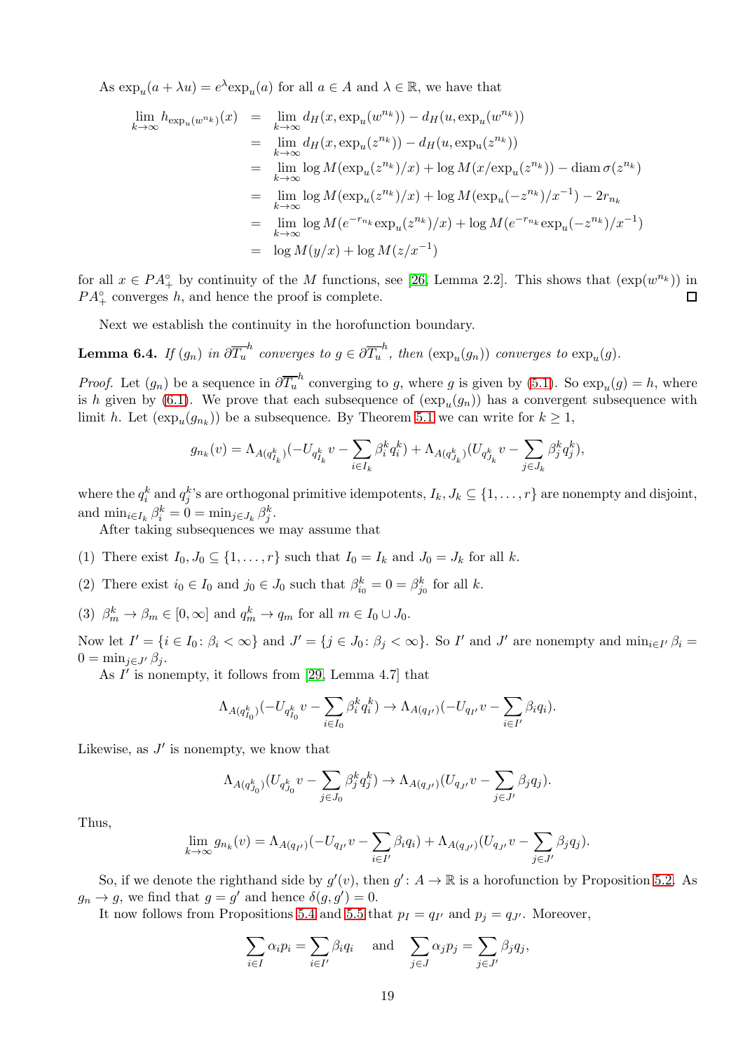As $\exp_u(a+\lambda u) = e^\lambda \exp_u(a)$ for all $a\in A$ and $\lambda\in\mathbb{R}$, we have that

$$
\begin{aligned}
\lim_{k\to\infty} h_{\exp_u(w^{n_k})}(x) &= \lim_{k\to\infty} d_H(x,\exp_u(w^{n_k})) - d_H(u,\exp_u(w^{n_k}))\\
&= \lim_{k\to\infty} d_H(x,\exp_u(z^{n_k})) - d_H(u,\exp_u(z^{n_k}))\\
&= \lim_{k\to\infty} \log M(\exp_u(z^{n_k})/x) + \log M(x/\exp_u(z^{n_k})) - \operatorname{diam}\sigma(z^{n_k})\\
&= \lim_{k\to\infty} \log M(\exp_u(z^{n_k})/x) + \log M(\exp_u(-z^{n_k})/x^{-1}) - 2r_{n_k}\\
&= \lim_{k\to\infty} \log M(e^{-r_{n_k}}\exp_u(z^{n_k})/x) + \log M(e^{-r_{n_k}}\exp_u(-z^{n_k})/x^{-1})\\
&= \log M(y/x) + \log M(z/x^{-1})
\end{aligned}
$$

for all $x\in PA_+^\circ$ by continuity of the $M$ functions, see [26, Lemma 2.2]. This shows that $(\exp(w^{n_k}))$ in $PA_+^\circ$ converges $h$, and hence the proof is complete. $\square$

Next we establish the continuity in the horofunction boundary.

**Lemma 6.4.** *If $(g_n)$ in $\partial\overline{T_u}^h$ converges to $g\in\partial\overline{T_u}^h$, then $(\exp_u(g_n))$ converges to $\exp_u(g)$.*

*Proof.* Let $(g_n)$ be a sequence in $\partial\overline{T_u}^h$ converging to $g$, where $g$ is given by (5.1). So $\exp_u(g)=h$, where is $h$ given by (6.1). We prove that each subsequence of $(\exp_u(g_n))$ has a convergent subsequence with limit $h$. Let $(\exp_u(g_{n_k}))$ be a subsequence. By Theorem 5.1 we can write for $k\geq 1$,

$$
g_{n_k}(v) = \Lambda_{A(q^k_{I_k})}(-U_{q^k_{I_k}}v - \sum_{i\in I_k}\beta_i^k q_i^k) + \Lambda_{A(q^k_{J_k})}(U_{q^k_{J_k}}v - \sum_{j\in J_k}\beta_j^k q_j^k),
$$

where the $q_i^k$ and $q_j^k$'s are orthogonal primitive idempotents, $I_k, J_k\subseteq\{1,\ldots,r\}$ are nonempty and disjoint, and $\min_{i\in I_k}\beta_i^k = 0 = \min_{j\in J_k}\beta_j^k$.

After taking subsequences we may assume that

(1) There exist $I_0, J_0\subseteq\{1,\ldots,r\}$ such that $I_0=I_k$ and $J_0=J_k$ for all $k$.

(2) There exist $i_0\in I_0$ and $j_0\in J_0$ such that $\beta^k_{i_0}=0=\beta^k_{j_0}$ for all $k$.

(3) $\beta^k_m\to\beta_m\in[0,\infty]$ and $q^k_m\to q_m$ for all $m\in I_0\cup J_0$.

Now let $I'=\{i\in I_0\colon \beta_i<\infty\}$ and $J'=\{j\in J_0\colon\beta_j<\infty\}$. So $I'$ and $J'$ are nonempty and $\min_{i\in I'}\beta_i = 0 = \min_{j\in J'}\beta_j$.

As $I'$ is nonempty, it follows from [29, Lemma 4.7] that

$$
\Lambda_{A(q^k_{I_0})}(-U_{q^k_{I_0}}v - \sum_{i\in I_0}\beta_i^k q_i^k) \to \Lambda_{A(q_{I'})}(-U_{q_{I'}}v - \sum_{i\in I'}\beta_i q_i).
$$

Likewise, as $J'$ is nonempty, we know that

$$
\Lambda_{A(q^k_{J_0})}(U_{q^k_{J_0}}v - \sum_{j\in J_0}\beta_j^k q_j^k) \to \Lambda_{A(q_{J'})}(U_{q_{J'}}v - \sum_{j\in J'}\beta_j q_j).
$$

Thus,

$$
\lim_{k\to\infty} g_{n_k}(v) = \Lambda_{A(q_{I'})}(-U_{q_{I'}}v - \sum_{i\in I'}\beta_i q_i) + \Lambda_{A(q_{J'})}(U_{q_{J'}}v - \sum_{j\in J'}\beta_j q_j).
$$

So, if we denote the righthand side by $g'(v)$, then $g'\colon A\to\mathbb{R}$ is a horofunction by Proposition 5.2. As $g_n\to g$, we find that $g=g'$ and hence $\delta(g,g')=0$.

It now follows from Propositions 5.4 and 5.5 that $p_I=q_{I'}$ and $p_j=q_{J'}$. Moreover,

$$
\sum_{i\in I}\alpha_i p_i = \sum_{i\in I'}\beta_i q_i \quad\text{and}\quad \sum_{j\in J}\alpha_j p_j = \sum_{j\in J'}\beta_j q_j,
$$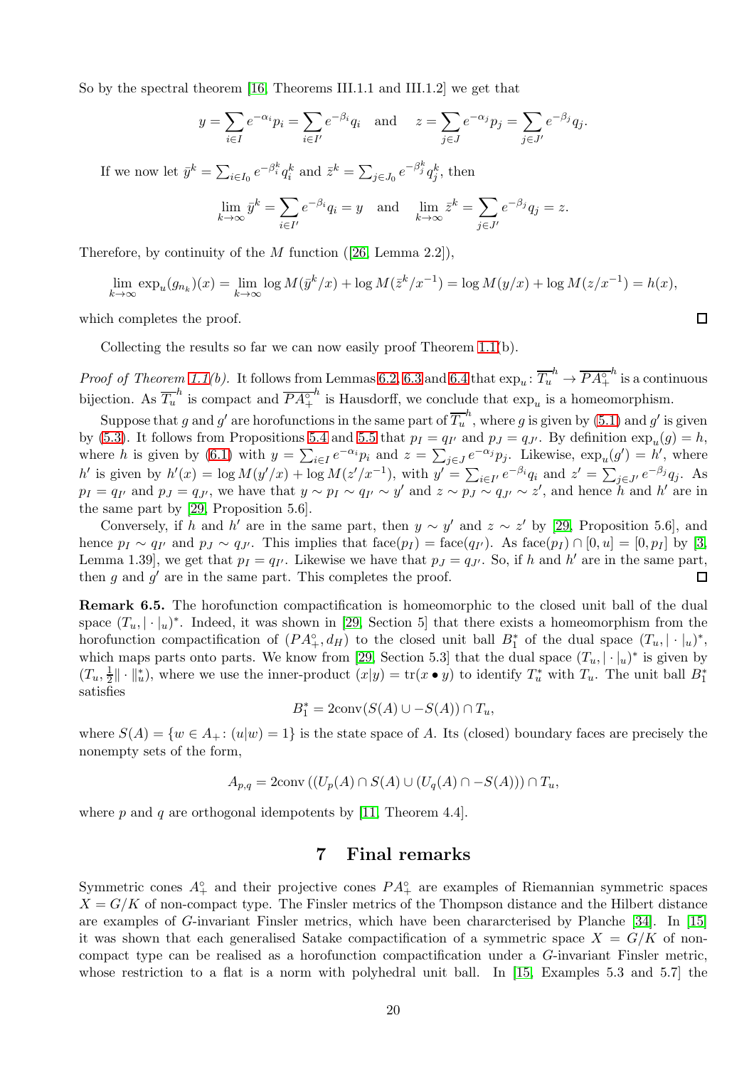So by the spectral theorem [16, Theorems III.1.1 and III.1.2] we get that

$$y = \sum_{i\in I} e^{-\alpha_i} p_i = \sum_{i\in I'} e^{-\beta_i} q_i \quad \text{and} \quad z = \sum_{j\in J} e^{-\alpha_j} p_j = \sum_{j\in J'} e^{-\beta_j} q_j.$$

If we now let $\bar{y}^k = \sum_{i\in I_0} e^{-\beta_i^k} q_i^k$ and $\bar{z}^k = \sum_{j\in J_0} e^{-\beta_j^k} q_j^k$, then

$$\lim_{k\to\infty} \bar{y}^k = \sum_{i\in I'} e^{-\beta_i} q_i = y \quad \text{and} \quad \lim_{k\to\infty} \bar{z}^k = \sum_{j\in J'} e^{-\beta_j} q_j = z.$$

Therefore, by continuity of the $M$ function ([26, Lemma 2.2]),

$$\lim_{k\to\infty} \exp_u(g_{n_k})(x) = \lim_{k\to\infty} \log M(\bar{y}^k/x) + \log M(\bar{z}^k/x^{-1}) = \log M(y/x) + \log M(z/x^{-1}) = h(x),$$

which completes the proof. ☐

Collecting the results so far we can now easily proof Theorem 1.1(b).

*Proof of Theorem 1.1(b).* It follows from Lemmas 6.2, 6.3 and 6.4 that $\exp_u : \overline{T_u}^h \to \overline{PA_+^\circ}^h$ is a continuous bijection. As $\overline{T_u}^h$ is compact and $\overline{PA_+^\circ}^h$ is Hausdorff, we conclude that $\exp_u$ is a homeomorphism.

Suppose that $g$ and $g'$ are horofunctions in the same part of $\overline{T_u}^h$, where $g$ is given by (5.1) and $g'$ is given by (5.3). It follows from Propositions 5.4 and 5.5 that $p_I = q_{I'}$ and $p_J = q_{J'}$. By definition $\exp_u(g) = h$, where $h$ is given by (6.1) with $y = \sum_{i\in I} e^{-\alpha_i} p_i$ and $z = \sum_{j\in J} e^{-\alpha_j} p_j$. Likewise, $\exp_u(g') = h'$, where $h'$ is given by $h'(x) = \log M(y'/x) + \log M(z'/x^{-1})$, with $y' = \sum_{i\in I'} e^{-\beta_i} q_i$ and $z' = \sum_{j\in J'} e^{-\beta_j} q_j$. As $p_I = q_{I'}$ and $p_J = q_{J'}$, we have that $y \sim p_I \sim q_{I'} \sim y'$ and $z \sim p_J \sim q_{J'} \sim z'$, and hence $h$ and $h'$ are in the same part by [29, Proposition 5.6].

Conversely, if $h$ and $h'$ are in the same part, then $y \sim y'$ and $z \sim z'$ by [29, Proposition 5.6], and hence $p_I \sim q_{I'}$ and $p_J \sim q_{J'}$. This implies that $\mathrm{face}(p_I) = \mathrm{face}(q_{I'})$. As $\mathrm{face}(p_I) \cap [0,u] = [0,p_I]$ by [3, Lemma 1.39], we get that $p_I = q_{I'}$. Likewise we have that $p_J = q_{J'}$. So, if $h$ and $h'$ are in the same part, then $g$ and $g'$ are in the same part. This completes the proof. ☐

**Remark 6.5.** The horofunction compactification is homeomorphic to the closed unit ball of the dual space $(T_u, |\cdot|_u)^*$. Indeed, it was shown in [29, Section 5] that there exists a homeomorphism from the horofunction compactification of $(PA_+^\circ, d_H)$ to the closed unit ball $B_1^*$ of the dual space $(T_u, |\cdot|_u)^*$, which maps parts onto parts. We know from [29, Section 5.3] that the dual space $(T_u, |\cdot|_u)^*$ is given by $(T_u, \frac{1}{2}\|\cdot\|_u^*)$, where we use the inner-product $(x|y) = \mathrm{tr}(x \bullet y)$ to identify $T_u^*$ with $T_u$. The unit ball $B_1^*$ satisfies

$$B_1^* = 2\mathrm{conv}(S(A) \cup -S(A)) \cap T_u,$$

where $S(A) = \{w \in A_+ : (u|w) = 1\}$ is the state space of $A$. Its (closed) boundary faces are precisely the nonempty sets of the form,

$$A_{p,q} = 2\mathrm{conv}\left((U_p(A) \cap S(A) \cup (U_q(A) \cap -S(A))\right) \cap T_u,$$

where $p$ and $q$ are orthogonal idempotents by [11, Theorem 4.4].

## 7 Final remarks

Symmetric cones $A_+^\circ$ and their projective cones $PA_+^\circ$ are examples of Riemannian symmetric spaces $X = G/K$ of non-compact type. The Finsler metrics of the Thompson distance and the Hilbert distance are examples of $G$-invariant Finsler metrics, which have been chararcterised by Planche [34]. In [15] it was shown that each generalised Satake compactification of a symmetric space $X = G/K$ of non-compact type can be realised as a horofunction compactification under a $G$-invariant Finsler metric, whose restriction to a flat is a norm with polyhedral unit ball. In [15, Examples 5.3 and 5.7] the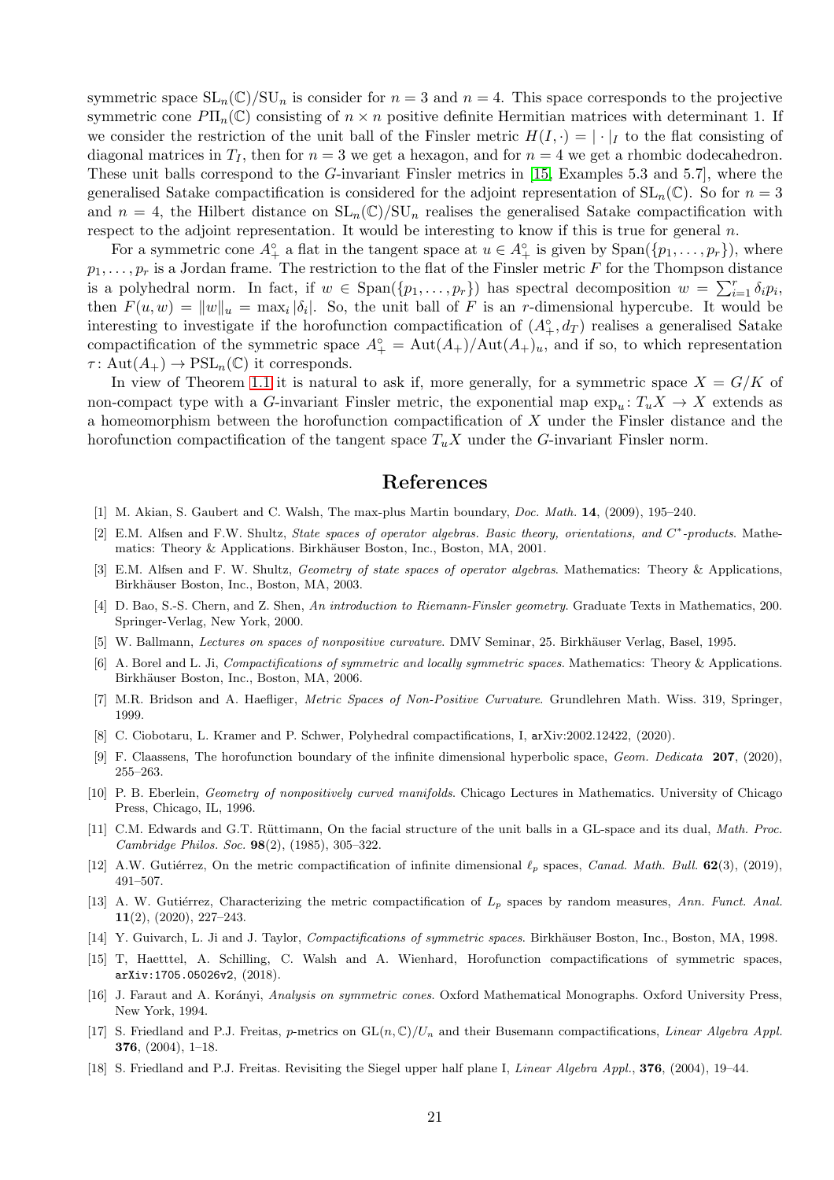symmetric space $\mathrm{SL}_n(\mathbb{C})/\mathrm{SU}_n$ is consider for $n = 3$ and $n = 4$. This space corresponds to the projective symmetric cone $P\Pi_n(\mathbb{C})$ consisting of $n \times n$ positive definite Hermitian matrices with determinant 1. If we consider the restriction of the unit ball of the Finsler metric $H(I, \cdot) = |\cdot|_I$ to the flat consisting of diagonal matrices in $T_I$, then for $n = 3$ we get a hexagon, and for $n = 4$ we get a rhombic dodecahedron. These unit balls correspond to the $G$-invariant Finsler metrics in [15, Examples 5.3 and 5.7], where the generalised Satake compactification is considered for the adjoint representation of $\mathrm{SL}_n(\mathbb{C})$. So for $n = 3$ and $n = 4$, the Hilbert distance on $\mathrm{SL}_n(\mathbb{C})/\mathrm{SU}_n$ realises the generalised Satake compactification with respect to the adjoint representation. It would be interesting to know if this is true for general $n$.

For a symmetric cone $A_+^\circ$ a flat in the tangent space at $u \in A_+^\circ$ is given by $\mathrm{Span}(\{p_1, \dots, p_r\})$, where $p_1, \dots, p_r$ is a Jordan frame. The restriction to the flat of the Finsler metric $F$ for the Thompson distance is a polyhedral norm. In fact, if $w \in \mathrm{Span}(\{p_1, \dots, p_r\})$ has spectral decomposition $w = \sum_{i=1}^r \delta_i p_i$, then $F(u, w) = \|w\|_u = \max_i |\delta_i|$. So, the unit ball of $F$ is an $r$-dimensional hypercube. It would be interesting to investigate if the horofunction compactification of $(A_+^\circ, d_T)$ realises a generalised Satake compactification of the symmetric space $A_+^\circ = \mathrm{Aut}(A_+)/\mathrm{Aut}(A_+)_u$, and if so, to which representation $\tau \colon \mathrm{Aut}(A_+) \to \mathrm{PSL}_n(\mathbb{C})$ it corresponds.

In view of Theorem 1.1 it is natural to ask if, more generally, for a symmetric space $X = G/K$ of non-compact type with a $G$-invariant Finsler metric, the exponential map $\exp_u \colon T_uX \to X$ extends as a homeomorphism between the horofunction compactification of $X$ under the Finsler distance and the horofunction compactification of the tangent space $T_uX$ under the $G$-invariant Finsler norm.

## References

[1] M. Akian, S. Gaubert and C. Walsh, The max-plus Martin boundary, *Doc. Math.* **14**, (2009), 195–240.

[2] E.M. Alfsen and F.W. Shultz, *State spaces of operator algebras. Basic theory, orientations, and $C^*$-products*. Mathematics: Theory & Applications. Birkhäuser Boston, Inc., Boston, MA, 2001.

[3] E.M. Alfsen and F. W. Shultz, *Geometry of state spaces of operator algebras*. Mathematics: Theory & Applications, Birkhäuser Boston, Inc., Boston, MA, 2003.

[4] D. Bao, S.-S. Chern, and Z. Shen, *An introduction to Riemann-Finsler geometry*. Graduate Texts in Mathematics, 200. Springer-Verlag, New York, 2000.

[5] W. Ballmann, *Lectures on spaces of nonpositive curvature*. DMV Seminar, 25. Birkhäuser Verlag, Basel, 1995.

[6] A. Borel and L. Ji, *Compactifications of symmetric and locally symmetric spaces*. Mathematics: Theory & Applications. Birkhäuser Boston, Inc., Boston, MA, 2006.

[7] M.R. Bridson and A. Haefliger, *Metric Spaces of Non-Positive Curvature*. Grundlehren Math. Wiss. 319, Springer, 1999.

[8] C. Ciobotaru, L. Kramer and P. Schwer, Polyhedral compactifications, I, arXiv:2002.12422, (2020).

[9] F. Claassens, The horofunction boundary of the infinite dimensional hyperbolic space, *Geom. Dedicata* **207**, (2020), 255–263.

[10] P. B. Eberlein, *Geometry of nonpositively curved manifolds*. Chicago Lectures in Mathematics. University of Chicago Press, Chicago, IL, 1996.

[11] C.M. Edwards and G.T. Rüttimann, On the facial structure of the unit balls in a GL-space and its dual, *Math. Proc. Cambridge Philos. Soc.* **98**(2), (1985), 305–322.

[12] A.W. Gutiérrez, On the metric compactification of infinite dimensional $\ell_p$ spaces, *Canad. Math. Bull.* **62**(3), (2019), 491–507.

[13] A. W. Gutiérrez, Characterizing the metric compactification of $L_p$ spaces by random measures, *Ann. Funct. Anal.* **11**(2), (2020), 227–243.

[14] Y. Guivarch, L. Ji and J. Taylor, *Compactifications of symmetric spaces*. Birkhäuser Boston, Inc., Boston, MA, 1998.

[15] T, Haetttel, A. Schilling, C. Walsh and A. Wienhard, Horofunction compactifications of symmetric spaces, arXiv:1705.05026v2, (2018).

[16] J. Faraut and A. Korányi, *Analysis on symmetric cones*. Oxford Mathematical Monographs. Oxford University Press, New York, 1994.

[17] S. Friedland and P.J. Freitas, $p$-metrics on $\mathrm{GL}(n,\mathbb{C})/U_n$ and their Busemann compactifications, *Linear Algebra Appl.* **376**, (2004), 1–18.

[18] S. Friedland and P.J. Freitas. Revisiting the Siegel upper half plane I, *Linear Algebra Appl.*, **376**, (2004), 19–44.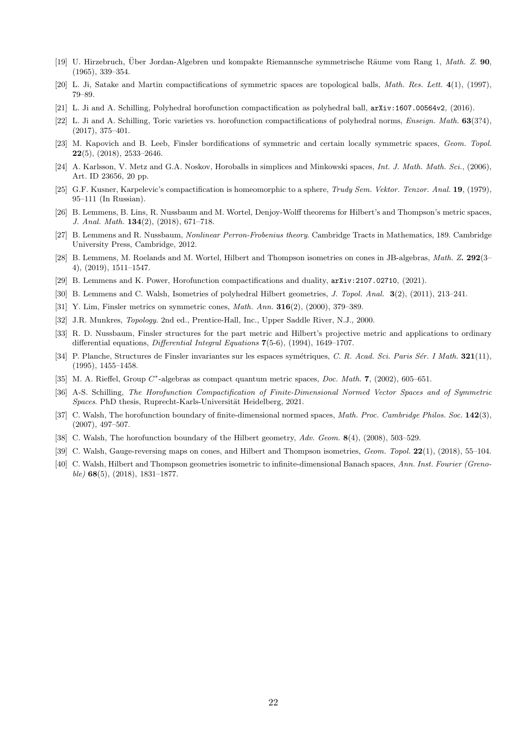[19] U. Hirzebruch, Über Jordan-Algebren und kompakte Riemannsche symmetrische Räume vom Rang 1, *Math. Z.* **90**, (1965), 339–354.

[20] L. Ji, Satake and Martin compactifications of symmetric spaces are topological balls, *Math. Res. Lett.* **4**(1), (1997), 79–89.

[21] L. Ji and A. Schilling, Polyhedral horofunction compactification as polyhedral ball, arXiv:1607.00564v2, (2016).

[22] L. Ji and A. Schilling, Toric varieties vs. horofunction compactifications of polyhedral norms, *Enseign. Math.* **63**(3?4), (2017), 375–401.

[23] M. Kapovich and B. Leeb, Finsler bordifications of symmetric and certain locally symmetric spaces, *Geom. Topol.* **22**(5), (2018), 2533–2646.

[24] A. Karlsson, V. Metz and G.A. Noskov, Horoballs in simplices and Minkowski spaces, *Int. J. Math. Math. Sci.*, (2006), Art. ID 23656, 20 pp.

[25] G.F. Kusner, Karpelevic's compactification is homeomorphic to a sphere, *Trudy Sem. Vektor. Tenzor. Anal.* **19**, (1979), 95–111 (In Russian).

[26] B. Lemmens, B. Lins, R. Nussbaum and M. Wortel, Denjoy-Wolff theorems for Hilbert's and Thompson's metric spaces, *J. Anal. Math.* **134**(2), (2018), 671–718.

[27] B. Lemmens and R. Nussbaum, *Nonlinear Perron-Frobenius theory*. Cambridge Tracts in Mathematics, 189. Cambridge University Press, Cambridge, 2012.

[28] B. Lemmens, M. Roelands and M. Wortel, Hilbert and Thompson isometries on cones in JB-algebras, *Math. Z.* **292**(3–4), (2019), 1511–1547.

[29] B. Lemmens and K. Power, Horofunction compactifications and duality, arXiv:2107.02710, (2021).

[30] B. Lemmens and C. Walsh, Isometries of polyhedral Hilbert geometries, *J. Topol. Anal.* **3**(2), (2011), 213–241.

[31] Y. Lim, Finsler metrics on symmetric cones, *Math. Ann.* **316**(2), (2000), 379–389.

[32] J.R. Munkres, *Topology*. 2nd ed., Prentice-Hall, Inc., Upper Saddle River, N.J., 2000.

[33] R. D. Nussbaum, Finsler structures for the part metric and Hilbert's projective metric and applications to ordinary differential equations, *Differential Integral Equations* **7**(5-6), (1994), 1649–1707.

[34] P. Planche, Structures de Finsler invariantes sur les espaces symétriques, *C. R. Acad. Sci. Paris Sér. I Math.* **321**(11), (1995), 1455–1458.

[35] M. A. Rieffel, Group $C^*$-algebras as compact quantum metric spaces, *Doc. Math.* **7**, (2002), 605–651.

[36] A-S. Schilling, *The Horofunction Compactification of Finite-Dimensional Normed Vector Spaces and of Symmetric Spaces*. PhD thesis, Ruprecht-Karls-Universität Heidelberg, 2021.

[37] C. Walsh, The horofunction boundary of finite-dimensional normed spaces, *Math. Proc. Cambridge Philos. Soc.* **142**(3), (2007), 497–507.

[38] C. Walsh, The horofunction boundary of the Hilbert geometry, *Adv. Geom.* **8**(4), (2008), 503–529.

[39] C. Walsh, Gauge-reversing maps on cones, and Hilbert and Thompson isometries, *Geom. Topol.* **22**(1), (2018), 55–104.

[40] C. Walsh, Hilbert and Thompson geometries isometric to infinite-dimensional Banach spaces, *Ann. Inst. Fourier (Grenoble)* **68**(5), (2018), 1831–1877.